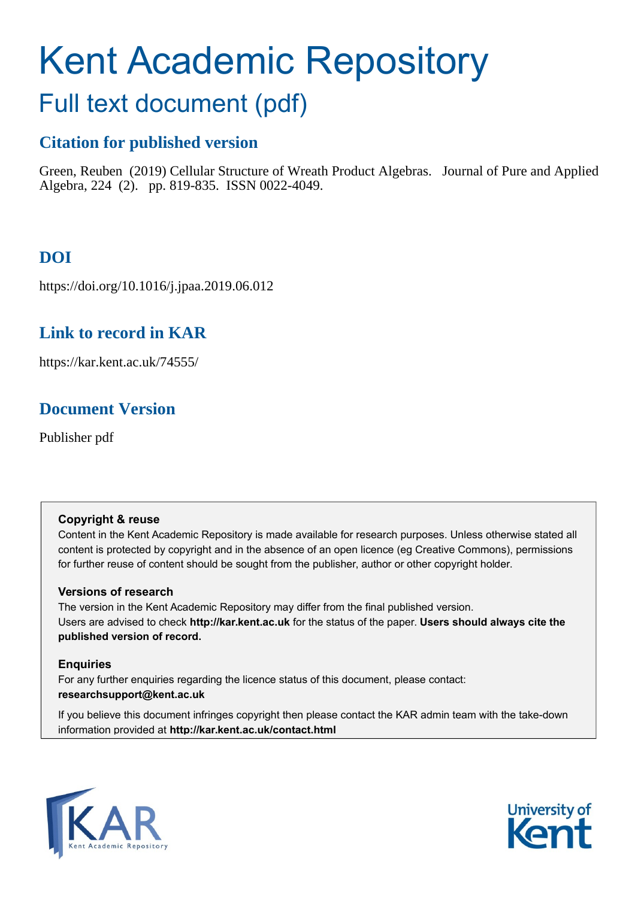# Kent Academic Repository

## Full text document (pdf)

### Citation for published version

Green, Reuben (2019) Cellular Structure of Wreath Product Algebras. Journal of Pure and Applied Algebra, 224 (2). pp. 819-835. ISSN 0022-4049.

### DOI

https://doi.org/10.1016/j.jpaa.2019.06.012

### Link to record in KAR

https://kar.kent.ac.uk/74555/

### Document Version

Publisher pdf

**Copyright & reuse**

Content in the Kent Academic Repository is made available for research purposes. Unless otherwise stated all content is protected by copyright and in the absence of an open licence (eg Creative Commons), permissions for further reuse of content should be sought from the publisher, author or other copyright holder.

**Versions of research**

The version in the Kent Academic Repository may differ from the final published version. Users are advised to check **http://kar.kent.ac.uk** for the status of the paper. **Users should always cite the published version of record.**

**Enquiries**

For any further enquiries regarding the licence status of this document, please contact: **researchsupport@kent.ac.uk**

If you believe this document infringes copyright then please contact the KAR admin team with the take-down information provided at **http://kar.kent.ac.uk/contact.html**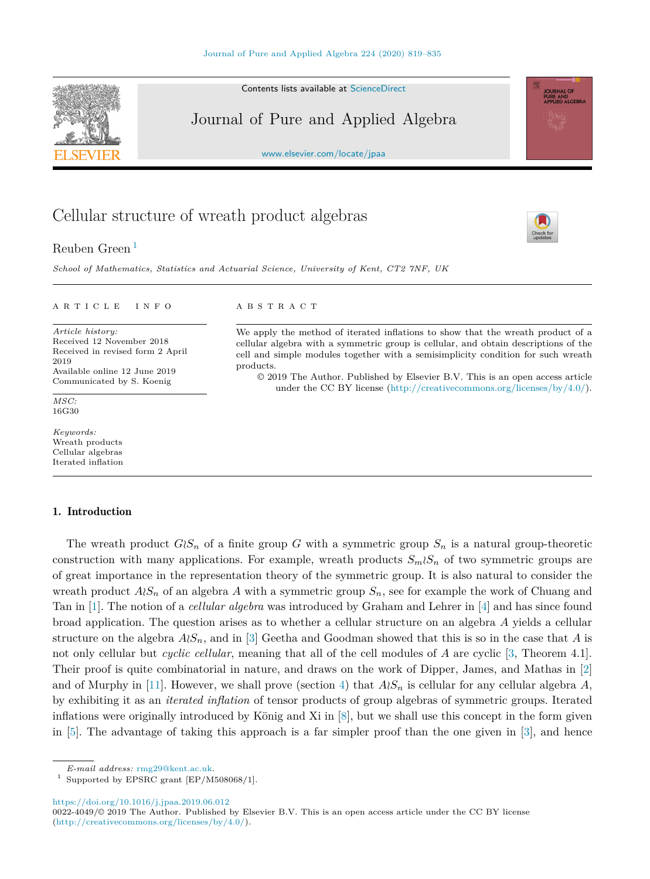# Cellular structure of wreath product algebras

Reuben Green [1]

*School of Mathematics, Statistics and Actuarial Science, University of Kent, CT2 7NF, UK*

A R T I C L E I N F O

*Article history:*
Received 12 November 2018
Received in revised form 2 April 2019
Available online 12 June 2019
Communicated by S. Koenig

*MSC:*
16G30

*Keywords:*
Wreath products
Cellular algebras
Iterated inflation

A B S T R A C T

We apply the method of iterated inflations to show that the wreath product of a cellular algebra with a symmetric group is cellular, and obtain descriptions of the cell and simple modules together with a semisimplicity condition for such wreath products.

© 2019 The Author. Published by Elsevier B.V. This is an open access article under the CC BY license (http://creativecommons.org/licenses/by/4.0/).

## 1. Introduction

The wreath product $G \wr S_n$ of a finite group $G$ with a symmetric group $S_n$ is a natural group-theoretic construction with many applications. For example, wreath products $S_m \wr S_n$ of two symmetric groups are of great importance in the representation theory of the symmetric group. It is also natural to consider the wreath product $A \wr S_n$ of an algebra $A$ with a symmetric group $S_n$, see for example the work of Chuang and Tan in [1]. The notion of a *cellular algebra* was introduced by Graham and Lehrer in [4] and has since found broad application. The question arises as to whether a cellular structure on an algebra $A$ yields a cellular structure on the algebra $A \wr S_n$, and in [3] Geetha and Goodman showed that this is so in the case that $A$ is not only cellular but *cyclic cellular*, meaning that all of the cell modules of $A$ are cyclic [3, Theorem 4.1]. Their proof is quite combinatorial in nature, and draws on the work of Dipper, James, and Mathas in [2] and of Murphy in [11]. However, we shall prove (section 4) that $A \wr S_n$ is cellular for any cellular algebra $A$, by exhibiting it as an *iterated inflation* of tensor products of group algebras of symmetric groups. Iterated inflations were originally introduced by König and Xi in [8], but we shall use this concept in the form given in [5]. The advantage of taking this approach is a far simpler proof than the one given in [3], and hence

*E-mail address:* rmg29@kent.ac.uk.

[1] Supported by EPSRC grant [EP/M508068/1].

https://doi.org/10.1016/j.jpaa.2019.06.012
0022-4049/© 2019 The Author. Published by Elsevier B.V. This is an open access article under the CC BY license (http://creativecommons.org/licenses/by/4.0/).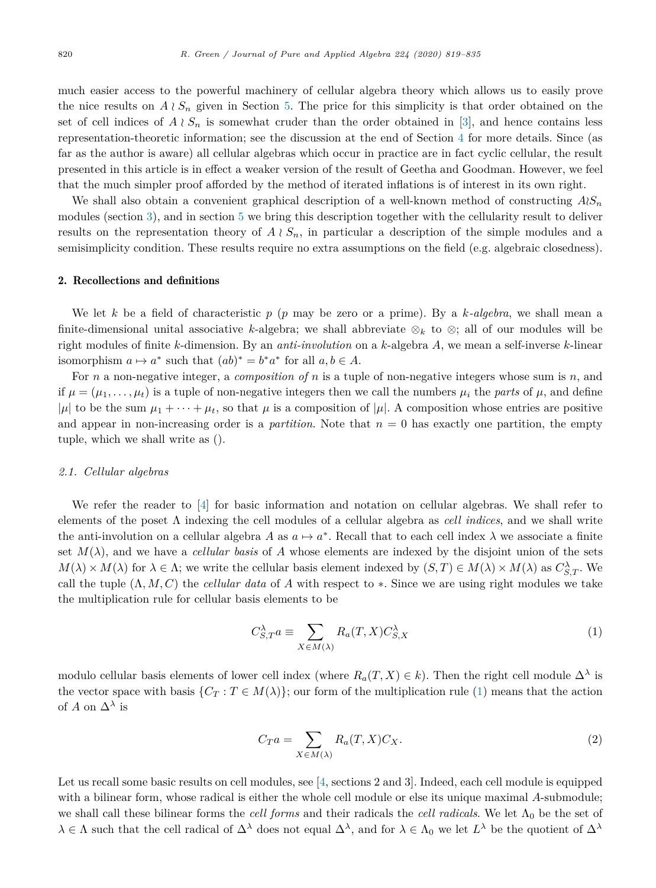much easier access to the powerful machinery of cellular algebra theory which allows us to easily prove the nice results on $A \wr S_n$ given in Section 5. The price for this simplicity is that order obtained on the set of cell indices of $A \wr S_n$ is somewhat cruder than the order obtained in [3], and hence contains less representation-theoretic information; see the discussion at the end of Section 4 for more details. Since (as far as the author is aware) all cellular algebras which occur in practice are in fact cyclic cellular, the result presented in this article is in effect a weaker version of the result of Geetha and Goodman. However, we feel that the much simpler proof afforded by the method of iterated inflations is of interest in its own right.

We shall also obtain a convenient graphical description of a well-known method of constructing $A \wr S_n$ modules (section 3), and in section 5 we bring this description together with the cellularity result to deliver results on the representation theory of $A \wr S_n$, in particular a description of the simple modules and a semisimplicity condition. These results require no extra assumptions on the field (e.g. algebraic closedness).

## 2. Recollections and definitions

We let $k$ be a field of characteristic $p$ ($p$ may be zero or a prime). By a *k-algebra*, we shall mean a finite-dimensional unital associative $k$-algebra; we shall abbreviate $\otimes_k$ to $\otimes$; all of our modules will be right modules of finite $k$-dimension. By an *anti-involution* on a $k$-algebra $A$, we mean a self-inverse $k$-linear isomorphism $a \mapsto a^*$ such that $(ab)^* = b^*a^*$ for all $a, b \in A$.

For $n$ a non-negative integer, a *composition of* $n$ is a tuple of non-negative integers whose sum is $n$, and if $\mu = (\mu_1, \dots, \mu_t)$ is a tuple of non-negative integers then we call the numbers $\mu_i$ the *parts* of $\mu$, and define $|\mu|$ to be the sum $\mu_1 + \cdots + \mu_t$, so that $\mu$ is a composition of $|\mu|$. A composition whose entries are positive and appear in non-increasing order is a *partition*. Note that $n = 0$ has exactly one partition, the empty tuple, which we shall write as $()$.

### 2.1. Cellular algebras

We refer the reader to [4] for basic information and notation on cellular algebras. We shall refer to elements of the poset $\Lambda$ indexing the cell modules of a cellular algebra as *cell indices*, and we shall write the anti-involution on a cellular algebra $A$ as $a \mapsto a^*$. Recall that to each cell index $\lambda$ we associate a finite set $M(\lambda)$, and we have a *cellular basis* of $A$ whose elements are indexed by the disjoint union of the sets $M(\lambda) \times M(\lambda)$ for $\lambda \in \Lambda$; we write the cellular basis element indexed by $(S, T) \in M(\lambda) \times M(\lambda)$ as $C^\lambda_{S,T}$. We call the tuple $(\Lambda, M, C)$ the *cellular data* of $A$ with respect to $*$. Since we are using right modules we take the multiplication rule for cellular basis elements to be

$$C^\lambda_{S,T} a \equiv \sum_{X \in M(\lambda)} R_a(T, X) C^\lambda_{S,X} \tag{1}$$

modulo cellular basis elements of lower cell index (where $R_a(T, X) \in k$). Then the right cell module $\Delta^\lambda$ is the vector space with basis $\{C_T : T \in M(\lambda)\}$; our form of the multiplication rule (1) means that the action of $A$ on $\Delta^\lambda$ is

$$C_T a = \sum_{X \in M(\lambda)} R_a(T, X) C_X. \tag{2}$$

Let us recall some basic results on cell modules, see [4, sections 2 and 3]. Indeed, each cell module is equipped with a bilinear form, whose radical is either the whole cell module or else its unique maximal $A$-submodule; we shall call these bilinear forms the *cell forms* and their radicals the *cell radicals*. We let $\Lambda_0$ be the set of $\lambda \in \Lambda$ such that the cell radical of $\Delta^\lambda$ does not equal $\Delta^\lambda$, and for $\lambda \in \Lambda_0$ we let $L^\lambda$ be the quotient of $\Delta^\lambda$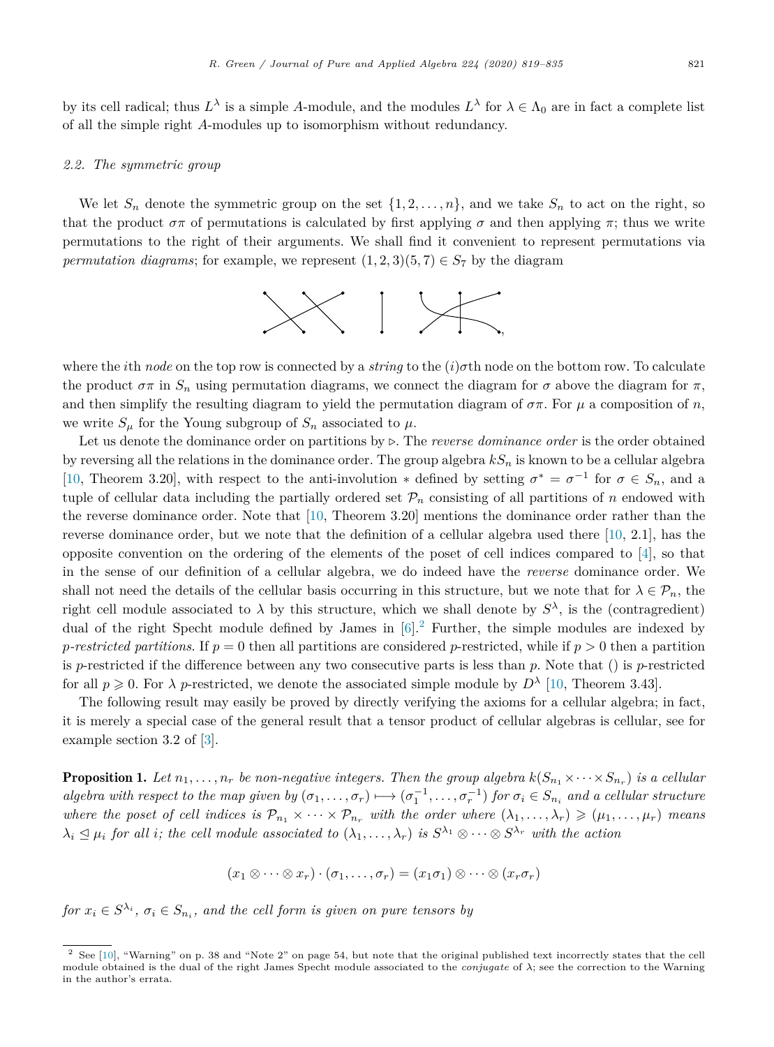by its cell radical; thus $L^\lambda$ is a simple $A$-module, and the modules $L^\lambda$ for $\lambda \in \Lambda_0$ are in fact a complete list of all the simple right $A$-modules up to isomorphism without redundancy.

### 2.2. The symmetric group

We let $S_n$ denote the symmetric group on the set $\{1, 2, \ldots, n\}$, and we take $S_n$ to act on the right, so that the product $\sigma\pi$ of permutations is calculated by first applying $\sigma$ and then applying $\pi$; thus we write permutations to the right of their arguments. We shall find it convenient to represent permutations via *permutation diagrams*; for example, we represent $(1, 2, 3)(5, 7) \in S_7$ by the diagram

where the $i$th *node* on the top row is connected by a *string* to the $(i)\sigma$th node on the bottom row. To calculate the product $\sigma\pi$ in $S_n$ using permutation diagrams, we connect the diagram for $\sigma$ above the diagram for $\pi$, and then simplify the resulting diagram to yield the permutation diagram of $\sigma\pi$. For $\mu$ a composition of $n$, we write $S_\mu$ for the Young subgroup of $S_n$ associated to $\mu$.

Let us denote the dominance order on partitions by $\rhd$. The *reverse dominance order* is the order obtained by reversing all the relations in the dominance order. The group algebra $kS_n$ is known to be a cellular algebra [10, Theorem 3.20], with respect to the anti-involution $*$ defined by setting $\sigma^* = \sigma^{-1}$ for $\sigma \in S_n$, and a tuple of cellular data including the partially ordered set $\mathcal{P}_n$ consisting of all partitions of $n$ endowed with the reverse dominance order. Note that [10, Theorem 3.20] mentions the dominance order rather than the reverse dominance order, but we note that the definition of a cellular algebra used there [10, 2.1], has the opposite convention on the ordering of the elements of the poset of cell indices compared to [4], so that in the sense of our definition of a cellular algebra, we do indeed have the *reverse* dominance order. We shall not need the details of the cellular basis occurring in this structure, but we note that for $\lambda \in \mathcal{P}_n$, the right cell module associated to $\lambda$ by this structure, which we shall denote by $S^\lambda$, is the (contragredient) dual of the right Specht module defined by James in [6].[2] Further, the simple modules are indexed by *p-restricted partitions*. If $p = 0$ then all partitions are considered $p$-restricted, while if $p > 0$ then a partition is $p$-restricted if the difference between any two consecutive parts is less than $p$. Note that () is $p$-restricted for all $p \geqslant 0$. For $\lambda$ $p$-restricted, we denote the associated simple module by $D^\lambda$ [10, Theorem 3.43].

The following result may easily be proved by directly verifying the axioms for a cellular algebra; in fact, it is merely a special case of the general result that a tensor product of cellular algebras is cellular, see for example section 3.2 of [3].

**Proposition 1.** *Let $n_1, \ldots, n_r$ be non-negative integers. Then the group algebra $k(S_{n_1} \times \cdots \times S_{n_r})$ is a cellular algebra with respect to the map given by $(\sigma_1, \ldots, \sigma_r) \longmapsto (\sigma_1^{-1}, \ldots, \sigma_r^{-1})$ for $\sigma_i \in S_{n_i}$ and a cellular structure where the poset of cell indices is $\mathcal{P}_{n_1} \times \cdots \times \mathcal{P}_{n_r}$ with the order where $(\lambda_1, \ldots, \lambda_r) \geqslant (\mu_1, \ldots, \mu_r)$ means $\lambda_i \trianglelefteq \mu_i$ for all $i$; the cell module associated to $(\lambda_1, \ldots, \lambda_r)$ is $S^{\lambda_1} \otimes \cdots \otimes S^{\lambda_r}$ with the action*

$$(x_1 \otimes \cdots \otimes x_r) \cdot (\sigma_1, \ldots, \sigma_r) = (x_1\sigma_1) \otimes \cdots \otimes (x_r\sigma_r)$$

*for $x_i \in S^{\lambda_i}$, $\sigma_i \in S_{n_i}$, and the cell form is given on pure tensors by*

---

[2] See [10], "Warning" on p. 38 and "Note 2" on page 54, but note that the original published text incorrectly states that the cell module obtained is the dual of the right James Specht module associated to the *conjugate* of $\lambda$; see the correction to the Warning in the author's errata.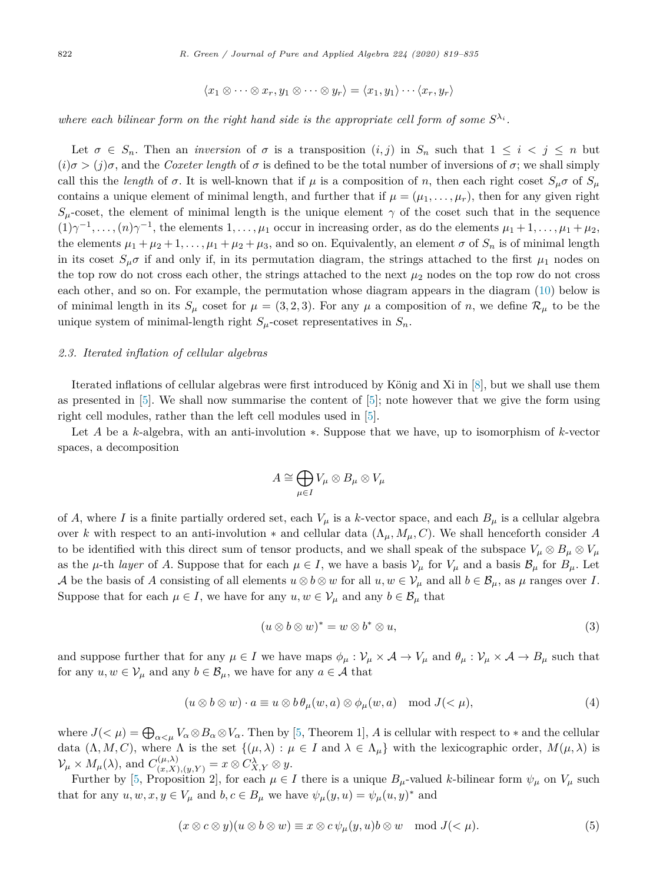$$\langle x_1 \otimes \cdots \otimes x_r, y_1 \otimes \cdots \otimes y_r \rangle = \langle x_1, y_1 \rangle \cdots \langle x_r, y_r \rangle$$

*where each bilinear form on the right hand side is the appropriate cell form of some $S^{\lambda_i}$.*

Let $\sigma \in S_n$. Then an *inversion* of $\sigma$ is a transposition $(i,j)$ in $S_n$ such that $1 \leq i < j \leq n$ but $(i)\sigma > (j)\sigma$, and the *Coxeter length* of $\sigma$ is defined to be the total number of inversions of $\sigma$; we shall simply call this the *length* of $\sigma$. It is well-known that if $\mu$ is a composition of $n$, then each right coset $S_\mu \sigma$ of $S_\mu$ contains a unique element of minimal length, and further that if $\mu = (\mu_1, \ldots, \mu_r)$, then for any given right $S_\mu$-coset, the element of minimal length is the unique element $\gamma$ of the coset such that in the sequence $(1)\gamma^{-1}, \ldots, (n)\gamma^{-1}$, the elements $1, \ldots, \mu_1$ occur in increasing order, as do the elements $\mu_1 + 1, \ldots, \mu_1 + \mu_2$, the elements $\mu_1 + \mu_2 + 1, \ldots, \mu_1 + \mu_2 + \mu_3$, and so on. Equivalently, an element $\sigma$ of $S_n$ is of minimal length in its coset $S_\mu \sigma$ if and only if, in its permutation diagram, the strings attached to the first $\mu_1$ nodes on the top row do not cross each other, the strings attached to the next $\mu_2$ nodes on the top row do not cross each other, and so on. For example, the permutation whose diagram appears in the diagram (10) below is of minimal length in its $S_\mu$ coset for $\mu = (3, 2, 3)$. For any $\mu$ a composition of $n$, we define $\mathcal{R}_\mu$ to be the unique system of minimal-length right $S_\mu$-coset representatives in $S_n$.

### 2.3. Iterated inflation of cellular algebras

Iterated inflations of cellular algebras were first introduced by König and Xi in [8], but we shall use them as presented in [5]. We shall now summarise the content of [5]; note however that we give the form using right cell modules, rather than the left cell modules used in [5].

Let $A$ be a $k$-algebra, with an anti-involution $*$. Suppose that we have, up to isomorphism of $k$-vector spaces, a decomposition

$$A \cong \bigoplus_{\mu \in I} V_\mu \otimes B_\mu \otimes V_\mu$$

of $A$, where $I$ is a finite partially ordered set, each $V_\mu$ is a $k$-vector space, and each $B_\mu$ is a cellular algebra over $k$ with respect to an anti-involution $*$ and cellular data $(\Lambda_\mu, M_\mu, C)$. We shall henceforth consider $A$ to be identified with this direct sum of tensor products, and we shall speak of the subspace $V_\mu \otimes B_\mu \otimes V_\mu$ as the $\mu$-th *layer* of $A$. Suppose that for each $\mu \in I$, we have a basis $\mathcal{V}_\mu$ for $V_\mu$ and a basis $\mathcal{B}_\mu$ for $B_\mu$. Let $\mathcal{A}$ be the basis of $A$ consisting of all elements $u \otimes b \otimes w$ for all $u, w \in \mathcal{V}_\mu$ and all $b \in \mathcal{B}_\mu$, as $\mu$ ranges over $I$. Suppose that for each $\mu \in I$, we have for any $u, w \in \mathcal{V}_\mu$ and any $b \in \mathcal{B}_\mu$ that

$$(u \otimes b \otimes w)^* = w \otimes b^* \otimes u, \tag{3}$$

and suppose further that for any $\mu \in I$ we have maps $\phi_\mu : \mathcal{V}_\mu \times \mathcal{A} \to V_\mu$ and $\theta_\mu : \mathcal{V}_\mu \times \mathcal{A} \to B_\mu$ such that for any $u, w \in \mathcal{V}_\mu$ and any $b \in \mathcal{B}_\mu$, we have for any $a \in \mathcal{A}$ that

$$(u \otimes b \otimes w) \cdot a \equiv u \otimes b\, \theta_\mu(w, a) \otimes \phi_\mu(w, a) \mod J(< \mu), \tag{4}$$

where $J(< \mu) = \bigoplus_{\alpha < \mu} V_\alpha \otimes B_\alpha \otimes V_\alpha$. Then by [5, Theorem 1], $A$ is cellular with respect to $*$ and the cellular data $(\Lambda, M, C)$, where $\Lambda$ is the set $\{(\mu, \lambda) : \mu \in I \text{ and } \lambda \in \Lambda_\mu\}$ with the lexicographic order, $M(\mu, \lambda)$ is $\mathcal{V}_\mu \times M_\mu(\lambda)$, and $C^{(\mu,\lambda)}_{(x,X),(y,Y)} = x \otimes C^\lambda_{X,Y} \otimes y$.

Further by [5, Proposition 2], for each $\mu \in I$ there is a unique $B_\mu$-valued $k$-bilinear form $\psi_\mu$ on $V_\mu$ such that for any $u, w, x, y \in V_\mu$ and $b, c \in B_\mu$ we have $\psi_\mu(y, u) = \psi_\mu(u, y)^*$ and

$$(x \otimes c \otimes y)(u \otimes b \otimes w) \equiv x \otimes c\, \psi_\mu(y, u) b \otimes w \mod J(< \mu). \tag{5}$$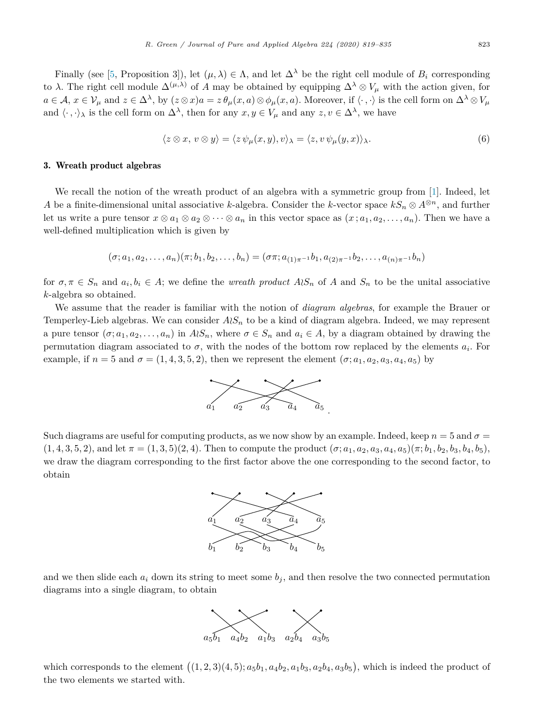Finally (see [5, Proposition 3]), let $(\mu, \lambda) \in \Lambda$, and let $\Delta^\lambda$ be the right cell module of $B_i$ corresponding to $\lambda$. The right cell module $\Delta^{(\mu,\lambda)}$ of $A$ may be obtained by equipping $\Delta^\lambda \otimes V_\mu$ with the action given, for $a \in \mathcal{A}$, $x \in \mathcal{V}_\mu$ and $z \in \Delta^\lambda$, by $(z \otimes x)a = z\,\theta_\mu(x, a) \otimes \phi_\mu(x, a)$. Moreover, if $\langle \cdot , \cdot \rangle$ is the cell form on $\Delta^\lambda \otimes V_\mu$ and $\langle \cdot , \cdot \rangle_\lambda$ is the cell form on $\Delta^\lambda$, then for any $x, y \in V_\mu$ and any $z, v \in \Delta^\lambda$, we have

$$\langle z \otimes x,\ v \otimes y \rangle = \langle z\,\psi_\mu(x, y), v \rangle_\lambda = \langle z, v\,\psi_\mu(y, x) \rangle_\lambda. \tag{6}$$

## 3. Wreath product algebras

We recall the notion of the wreath product of an algebra with a symmetric group from [1]. Indeed, let $A$ be a finite-dimensional unital associative $k$-algebra. Consider the $k$-vector space $kS_n \otimes A^{\otimes n}$, and further let us write a pure tensor $x \otimes a_1 \otimes a_2 \otimes \cdots \otimes a_n$ in this vector space as $(x\,; a_1, a_2, \ldots, a_n)$. Then we have a well-defined multiplication which is given by

$$(\sigma; a_1, a_2, \ldots, a_n)(\pi; b_1, b_2, \ldots, b_n) = (\sigma\pi; a_{(1)\pi^{-1}} b_1, a_{(2)\pi^{-1}} b_2, \ldots, a_{(n)\pi^{-1}} b_n)$$

for $\sigma, \pi \in S_n$ and $a_i, b_i \in A$; we define the *wreath product* $A \wr S_n$ of $A$ and $S_n$ to be the unital associative $k$-algebra so obtained.

We assume that the reader is familiar with the notion of *diagram algebras*, for example the Brauer or Temperley-Lieb algebras. We can consider $A \wr S_n$ to be a kind of diagram algebra. Indeed, we may represent a pure tensor $(\sigma; a_1, a_2, \ldots, a_n)$ in $A \wr S_n$, where $\sigma \in S_n$ and $a_i \in A$, by a diagram obtained by drawing the permutation diagram associated to $\sigma$, with the nodes of the bottom row replaced by the elements $a_i$. For example, if $n = 5$ and $\sigma = (1, 4, 3, 5, 2)$, then we represent the element $(\sigma; a_1, a_2, a_3, a_4, a_5)$ by

$a_1 \quad a_2 \quad a_3 \quad a_4 \quad a_5$.

Such diagrams are useful for computing products, as we now show by an example. Indeed, keep $n = 5$ and $\sigma = (1, 4, 3, 5, 2)$, and let $\pi = (1, 3, 5)(2, 4)$. Then to compute the product $(\sigma; a_1, a_2, a_3, a_4, a_5)(\pi; b_1, b_2, b_3, b_4, b_5)$, we draw the diagram corresponding to the first factor above the one corresponding to the second factor, to obtain

$a_1 \quad a_2 \quad a_3 \quad a_4 \quad a_5$

$b_1 \quad b_2 \quad b_3 \quad b_4 \quad b_5$

and we then slide each $a_i$ down its string to meet some $b_j$, and then resolve the two connected permutation diagrams into a single diagram, to obtain

$a_5b_1 \quad a_4b_2 \quad a_1b_3 \quad a_2b_4 \quad a_3b_5$

which corresponds to the element $\big((1, 2, 3)(4, 5); a_5b_1, a_4b_2, a_1b_3, a_2b_4, a_3b_5\big)$, which is indeed the product of the two elements we started with.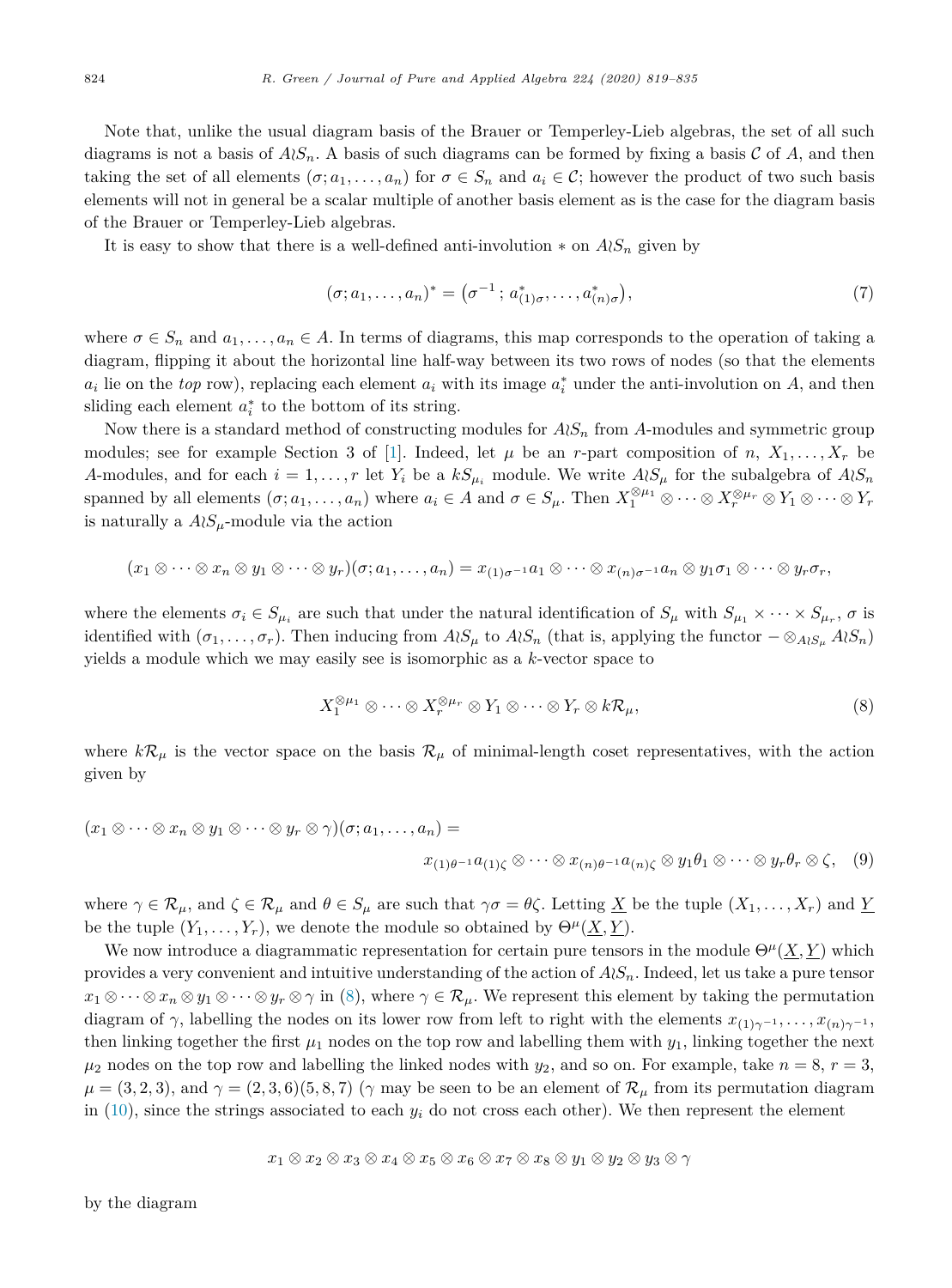Note that, unlike the usual diagram basis of the Brauer or Temperley-Lieb algebras, the set of all such diagrams is not a basis of $A \wr S_n$. A basis of such diagrams can be formed by fixing a basis $\mathcal{C}$ of $A$, and then taking the set of all elements $(\sigma; a_1, \ldots, a_n)$ for $\sigma \in S_n$ and $a_i \in \mathcal{C}$; however the product of two such basis elements will not in general be a scalar multiple of another basis element as is the case for the diagram basis of the Brauer or Temperley-Lieb algebras.

It is easy to show that there is a well-defined anti-involution $*$ on $A \wr S_n$ given by

$$(\sigma; a_1, \ldots, a_n)^* = \left(\sigma^{-1}\,;\, a^*_{(1)\sigma}, \ldots, a^*_{(n)\sigma}\right), \tag{7}$$

where $\sigma \in S_n$ and $a_1, \ldots, a_n \in A$. In terms of diagrams, this map corresponds to the operation of taking a diagram, flipping it about the horizontal line half-way between its two rows of nodes (so that the elements $a_i$ lie on the *top* row), replacing each element $a_i$ with its image $a_i^*$ under the anti-involution on $A$, and then sliding each element $a_i^*$ to the bottom of its string.

Now there is a standard method of constructing modules for $A \wr S_n$ from $A$-modules and symmetric group modules; see for example Section 3 of [1]. Indeed, let $\mu$ be an $r$-part composition of $n$, $X_1, \ldots, X_r$ be $A$-modules, and for each $i = 1, \ldots, r$ let $Y_i$ be a $kS_{\mu_i}$ module. We write $A \wr S_\mu$ for the subalgebra of $A \wr S_n$ spanned by all elements $(\sigma; a_1, \ldots, a_n)$ where $a_i \in A$ and $\sigma \in S_\mu$. Then $X_1^{\otimes \mu_1} \otimes \cdots \otimes X_r^{\otimes \mu_r} \otimes Y_1 \otimes \cdots \otimes Y_r$ is naturally a $A \wr S_\mu$-module via the action

$$(x_1 \otimes \cdots \otimes x_n \otimes y_1 \otimes \cdots \otimes y_r)(\sigma; a_1, \ldots, a_n) = x_{(1)\sigma^{-1}} a_1 \otimes \cdots \otimes x_{(n)\sigma^{-1}} a_n \otimes y_1 \sigma_1 \otimes \cdots \otimes y_r \sigma_r,$$

where the elements $\sigma_i \in S_{\mu_i}$ are such that under the natural identification of $S_\mu$ with $S_{\mu_1} \times \cdots \times S_{\mu_r}$, $\sigma$ is identified with $(\sigma_1, \ldots, \sigma_r)$. Then inducing from $A \wr S_\mu$ to $A \wr S_n$ (that is, applying the functor $- \otimes_{A \wr S_\mu} A \wr S_n$) yields a module which we may easily see is isomorphic as a $k$-vector space to

$$X_1^{\otimes \mu_1} \otimes \cdots \otimes X_r^{\otimes \mu_r} \otimes Y_1 \otimes \cdots \otimes Y_r \otimes k\mathcal{R}_\mu, \tag{8}$$

where $k\mathcal{R}_\mu$ is the vector space on the basis $\mathcal{R}_\mu$ of minimal-length coset representatives, with the action given by

$$(x_1 \otimes \cdots \otimes x_n \otimes y_1 \otimes \cdots \otimes y_r \otimes \gamma)(\sigma; a_1, \ldots, a_n) = \\ x_{(1)\theta^{-1}} a_{(1)\zeta} \otimes \cdots \otimes x_{(n)\theta^{-1}} a_{(n)\zeta} \otimes y_1 \theta_1 \otimes \cdots \otimes y_r \theta_r \otimes \zeta, \tag{9}$$

where $\gamma \in \mathcal{R}_\mu$, and $\zeta \in \mathcal{R}_\mu$ and $\theta \in S_\mu$ are such that $\gamma\sigma = \theta\zeta$. Letting $\underline{X}$ be the tuple $(X_1, \ldots, X_r)$ and $\underline{Y}$ be the tuple $(Y_1, \ldots, Y_r)$, we denote the module so obtained by $\Theta^\mu(\underline{X}, \underline{Y})$.

We now introduce a diagrammatic representation for certain pure tensors in the module $\Theta^\mu(\underline{X}, \underline{Y})$ which provides a very convenient and intuitive understanding of the action of $A \wr S_n$. Indeed, let us take a pure tensor $x_1 \otimes \cdots \otimes x_n \otimes y_1 \otimes \cdots \otimes y_r \otimes \gamma$ in (8), where $\gamma \in \mathcal{R}_\mu$. We represent this element by taking the permutation diagram of $\gamma$, labelling the nodes on its lower row from left to right with the elements $x_{(1)\gamma^{-1}}, \ldots, x_{(n)\gamma^{-1}}$, then linking together the first $\mu_1$ nodes on the top row and labelling them with $y_1$, linking together the next $\mu_2$ nodes on the top row and labelling the linked nodes with $y_2$, and so on. For example, take $n = 8$, $r = 3$, $\mu = (3, 2, 3)$, and $\gamma = (2, 3, 6)(5, 8, 7)$ ($\gamma$ may be seen to be an element of $\mathcal{R}_\mu$ from its permutation diagram in (10), since the strings associated to each $y_i$ do not cross each other). We then represent the element

$$x_1 \otimes x_2 \otimes x_3 \otimes x_4 \otimes x_5 \otimes x_6 \otimes x_7 \otimes x_8 \otimes y_1 \otimes y_2 \otimes y_3 \otimes \gamma$$

by the diagram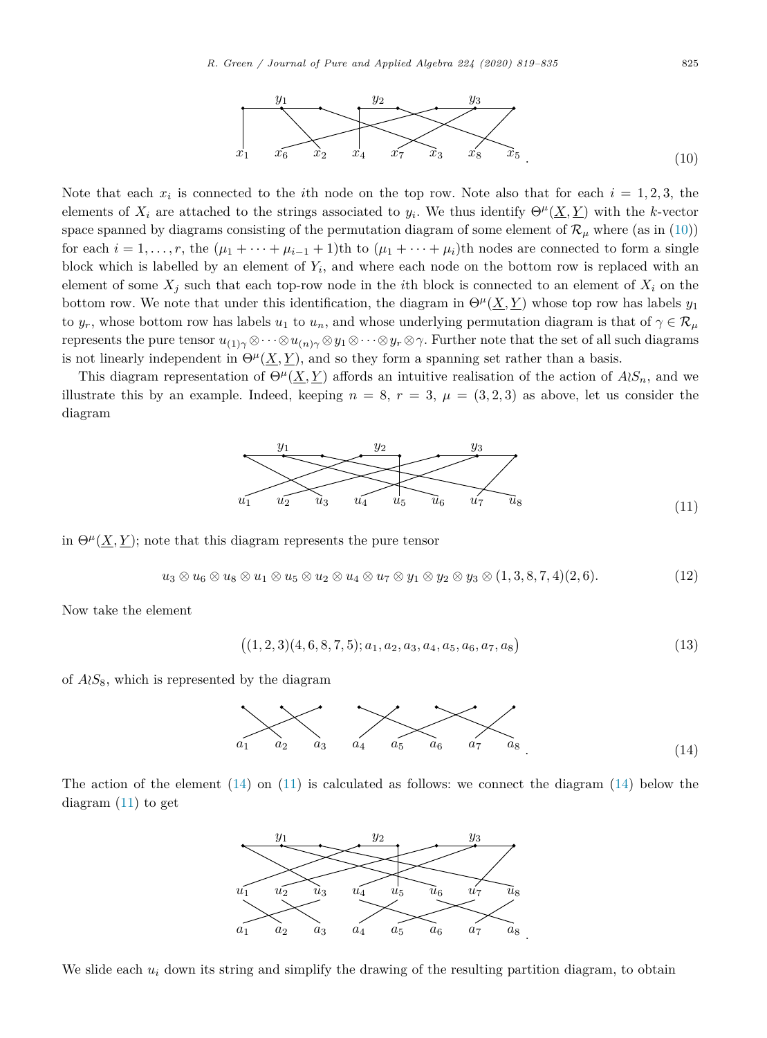$$x_1 \quad x_6 \quad x_2 \quad x_4 \quad x_7 \quad x_3 \quad x_8 \quad x_5 \,. \tag{10}$$

Note that each $x_i$ is connected to the $i$th node on the top row. Note also that for each $i = 1, 2, 3$, the elements of $X_i$ are attached to the strings associated to $y_i$. We thus identify $\Theta^\mu(\underline{X}, \underline{Y})$ with the $k$-vector space spanned by diagrams consisting of the permutation diagram of some element of $\mathcal{R}_\mu$ where (as in (10)) for each $i = 1, \dots, r$, the $(\mu_1 + \cdots + \mu_{i-1} + 1)$th to $(\mu_1 + \cdots + \mu_i)$th nodes are connected to form a single block which is labelled by an element of $Y_i$, and where each node on the bottom row is replaced with an element of some $X_j$ such that each top-row node in the $i$th block is connected to an element of $X_i$ on the bottom row. We note that under this identification, the diagram in $\Theta^\mu(\underline{X}, \underline{Y})$ whose top row has labels $y_1$ to $y_r$, whose bottom row has labels $u_1$ to $u_n$, and whose underlying permutation diagram is that of $\gamma \in \mathcal{R}_\mu$ represents the pure tensor $u_{(1)\gamma} \otimes \cdots \otimes u_{(n)\gamma} \otimes y_1 \otimes \cdots \otimes y_r \otimes \gamma$. Further note that the set of all such diagrams is not linearly independent in $\Theta^\mu(\underline{X}, \underline{Y})$, and so they form a spanning set rather than a basis.

This diagram representation of $\Theta^\mu(\underline{X}, \underline{Y})$ affords an intuitive realisation of the action of $A \wr S_n$, and we illustrate this by an example. Indeed, keeping $n = 8$, $r = 3$, $\mu = (3, 2, 3)$ as above, let us consider the diagram

$$u_1 \quad u_2 \quad u_3 \quad u_4 \quad u_5 \quad u_6 \quad u_7 \quad u_8 \tag{11}$$

in $\Theta^\mu(\underline{X}, \underline{Y})$; note that this diagram represents the pure tensor

$$u_3 \otimes u_6 \otimes u_8 \otimes u_1 \otimes u_5 \otimes u_2 \otimes u_4 \otimes u_7 \otimes y_1 \otimes y_2 \otimes y_3 \otimes (1, 3, 8, 7, 4)(2, 6). \tag{12}$$

Now take the element

$$\big((1, 2, 3)(4, 6, 8, 7, 5); a_1, a_2, a_3, a_4, a_5, a_6, a_7, a_8\big) \tag{13}$$

of $A \wr S_8$, which is represented by the diagram

$$a_1 \quad a_2 \quad a_3 \quad a_4 \quad a_5 \quad a_6 \quad a_7 \quad a_8 \,. \tag{14}$$

The action of the element (14) on (11) is calculated as follows: we connect the diagram (14) below the diagram (11) to get

$$\begin{matrix} u_1 & u_2 & u_3 & u_4 & u_5 & u_6 & u_7 & u_8 \\ a_1 & a_2 & a_3 & a_4 & a_5 & a_6 & a_7 & a_8 \end{matrix} \,.$$

We slide each $u_i$ down its string and simplify the drawing of the resulting partition diagram, to obtain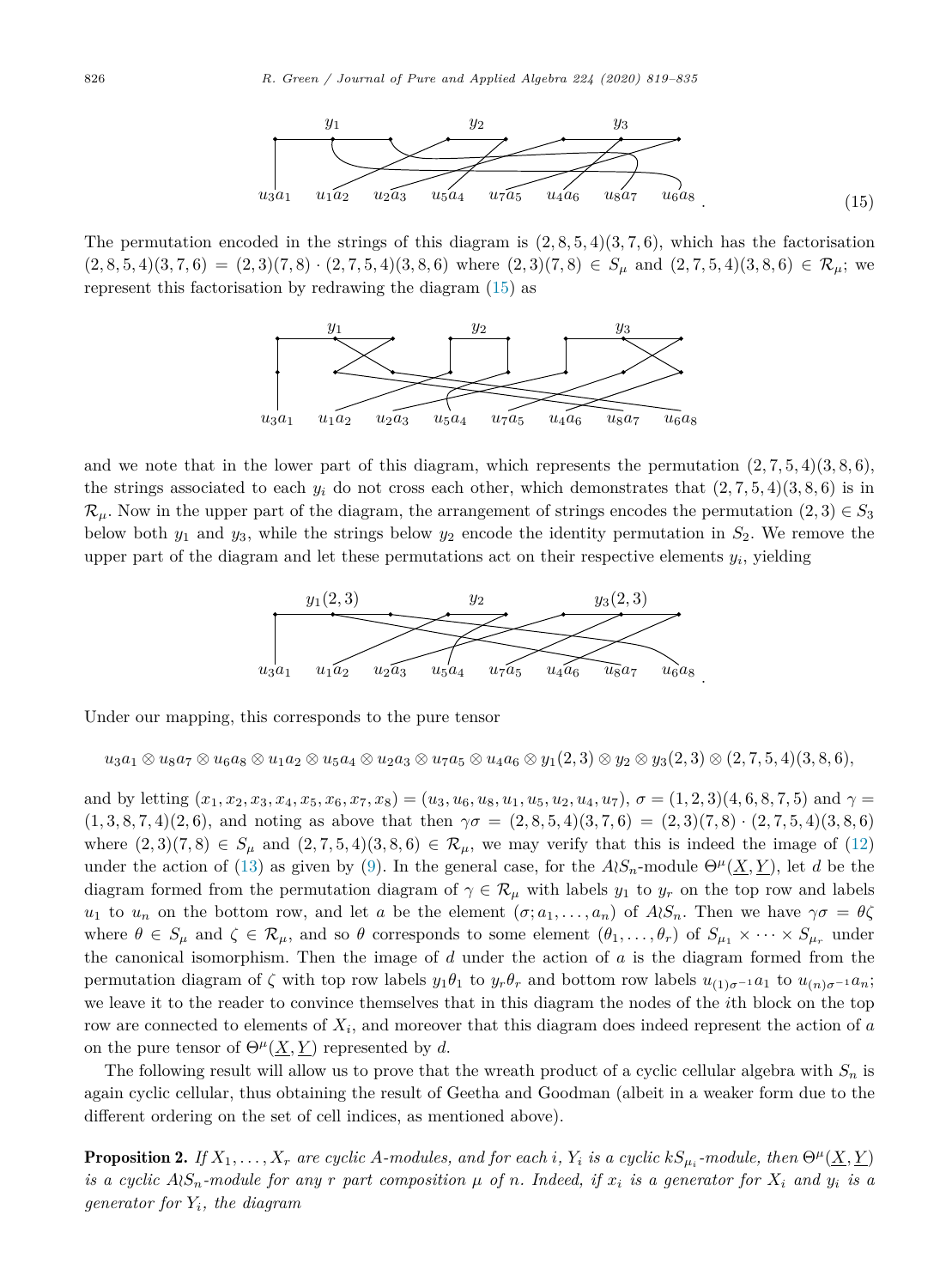$y_1$ $y_2$ $y_3$

$u_3a_1$ $u_1a_2$ $u_2a_3$ $u_5a_4$ $u_7a_5$ $u_4a_6$ $u_8a_7$ $u_6a_8$ . (15)

The permutation encoded in the strings of this diagram is $(2,8,5,4)(3,7,6)$, which has the factorisation $(2,8,5,4)(3,7,6) = (2,3)(7,8) \cdot (2,7,5,4)(3,8,6)$ where $(2,3)(7,8) \in S_\mu$ and $(2,7,5,4)(3,8,6) \in \mathcal{R}_\mu$; we represent this factorisation by redrawing the diagram (15) as

$y_1$ $y_2$ $y_3$

$u_3a_1$ $u_1a_2$ $u_2a_3$ $u_5a_4$ $u_7a_5$ $u_4a_6$ $u_8a_7$ $u_6a_8$

and we note that in the lower part of this diagram, which represents the permutation $(2,7,5,4)(3,8,6)$, the strings associated to each $y_i$ do not cross each other, which demonstrates that $(2,7,5,4)(3,8,6)$ is in $\mathcal{R}_\mu$. Now in the upper part of the diagram, the arrangement of strings encodes the permutation $(2,3) \in S_3$ below both $y_1$ and $y_3$, while the strings below $y_2$ encode the identity permutation in $S_2$. We remove the upper part of the diagram and let these permutations act on their respective elements $y_i$, yielding

$y_1(2,3)$ $y_2$ $y_3(2,3)$

$u_3a_1$ $u_1a_2$ $u_2a_3$ $u_5a_4$ $u_7a_5$ $u_4a_6$ $u_8a_7$ $u_6a_8$ .

Under our mapping, this corresponds to the pure tensor

$$u_3a_1 \otimes u_8a_7 \otimes u_6a_8 \otimes u_1a_2 \otimes u_5a_4 \otimes u_2a_3 \otimes u_7a_5 \otimes u_4a_6 \otimes y_1(2,3) \otimes y_2 \otimes y_3(2,3) \otimes (2,7,5,4)(3,8,6),$$

and by letting $(x_1, x_2, x_3, x_4, x_5, x_6, x_7, x_8) = (u_3, u_6, u_8, u_1, u_5, u_2, u_4, u_7)$, $\sigma = (1,2,3)(4,6,8,7,5)$ and $\gamma = (1,3,8,7,4)(2,6)$, and noting as above that then $\gamma\sigma = (2,8,5,4)(3,7,6) = (2,3)(7,8) \cdot (2,7,5,4)(3,8,6)$ where $(2,3)(7,8) \in S_\mu$ and $(2,7,5,4)(3,8,6) \in \mathcal{R}_\mu$, we may verify that this is indeed the image of (12) under the action of (13) as given by (9). In the general case, for the $A \wr S_n$-module $\Theta^\mu(\underline{X}, \underline{Y})$, let $d$ be the diagram formed from the permutation diagram of $\gamma \in \mathcal{R}_\mu$ with labels $y_1$ to $y_r$ on the top row and labels $u_1$ to $u_n$ on the bottom row, and let $a$ be the element $(\sigma; a_1, \ldots, a_n)$ of $A \wr S_n$. Then we have $\gamma\sigma = \theta\zeta$ where $\theta \in S_\mu$ and $\zeta \in \mathcal{R}_\mu$, and so $\theta$ corresponds to some element $(\theta_1, \ldots, \theta_r)$ of $S_{\mu_1} \times \cdots \times S_{\mu_r}$ under the canonical isomorphism. Then the image of $d$ under the action of $a$ is the diagram formed from the permutation diagram of $\zeta$ with top row labels $y_1\theta_1$ to $y_r\theta_r$ and bottom row labels $u_{(1)\sigma^{-1}}a_1$ to $u_{(n)\sigma^{-1}}a_n$; we leave it to the reader to convince themselves that in this diagram the nodes of the $i$th block on the top row are connected to elements of $X_i$, and moreover that this diagram does indeed represent the action of $a$ on the pure tensor of $\Theta^\mu(\underline{X}, \underline{Y})$ represented by $d$.

The following result will allow us to prove that the wreath product of a cyclic cellular algebra with $S_n$ is again cyclic cellular, thus obtaining the result of Geetha and Goodman (albeit in a weaker form due to the different ordering on the set of cell indices, as mentioned above).

**Proposition 2.** *If $X_1, \ldots, X_r$ are cyclic $A$-modules, and for each $i$, $Y_i$ is a cyclic $kS_{\mu_i}$-module, then $\Theta^\mu(\underline{X}, \underline{Y})$ is a cyclic $A \wr S_n$-module for any $r$ part composition $\mu$ of $n$. Indeed, if $x_i$ is a generator for $X_i$ and $y_i$ is a generator for $Y_i$, the diagram*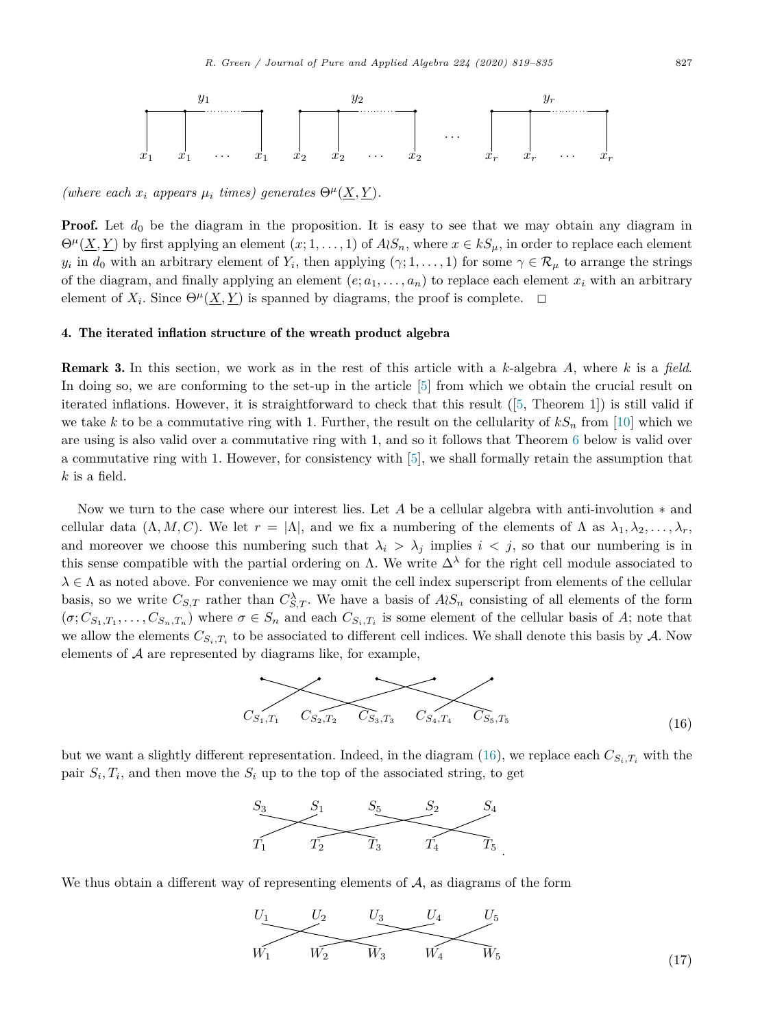(where each $x_i$ appears $\mu_i$ times) generates $\Theta^\mu(\underline{X}, \underline{Y})$.

**Proof.** Let $d_0$ be the diagram in the proposition. It is easy to see that we may obtain any diagram in $\Theta^\mu(\underline{X}, \underline{Y})$ by first applying an element $(x; 1, \ldots, 1)$ of $A \wr S_n$, where $x \in kS_\mu$, in order to replace each element $y_i$ in $d_0$ with an arbitrary element of $Y_i$, then applying $(\gamma; 1, \ldots, 1)$ for some $\gamma \in \mathcal{R}_\mu$ to arrange the strings of the diagram, and finally applying an element $(e; a_1, \ldots, a_n)$ to replace each element $x_i$ with an arbitrary element of $X_i$. Since $\Theta^\mu(\underline{X}, \underline{Y})$ is spanned by diagrams, the proof is complete. $\square$

## 4. The iterated inflation structure of the wreath product algebra

**Remark 3.** In this section, we work as in the rest of this article with a $k$-algebra $A$, where $k$ is a *field*. In doing so, we are conforming to the set-up in the article [5] from which we obtain the crucial result on iterated inflations. However, it is straightforward to check that this result ([5, Theorem 1]) is still valid if we take $k$ to be a commutative ring with 1. Further, the result on the cellularity of $kS_n$ from [10] which we are using is also valid over a commutative ring with 1, and so it follows that Theorem 6 below is valid over a commutative ring with 1. However, for consistency with [5], we shall formally retain the assumption that $k$ is a field.

Now we turn to the case where our interest lies. Let $A$ be a cellular algebra with anti-involution $*$ and cellular data $(\Lambda, M, C)$. We let $r = |\Lambda|$, and we fix a numbering of the elements of $\Lambda$ as $\lambda_1, \lambda_2, \ldots, \lambda_r$, and moreover we choose this numbering such that $\lambda_i > \lambda_j$ implies $i < j$, so that our numbering is in this sense compatible with the partial ordering on $\Lambda$. We write $\Delta^\lambda$ for the right cell module associated to $\lambda \in \Lambda$ as noted above. For convenience we may omit the cell index superscript from elements of the cellular basis, so we write $C_{S,T}$ rather than $C^\lambda_{S,T}$. We have a basis of $A \wr S_n$ consisting of all elements of the form $(\sigma; C_{S_1,T_1}, \ldots, C_{S_n,T_n})$ where $\sigma \in S_n$ and each $C_{S_i,T_i}$ is some element of the cellular basis of $A$; note that we allow the elements $C_{S_i,T_i}$ to be associated to different cell indices. We shall denote this basis by $\mathcal{A}$. Now elements of $\mathcal{A}$ are represented by diagrams like, for example,

$$C_{S_1,T_1} \quad C_{S_2,T_2} \quad C_{S_3,T_3} \quad C_{S_4,T_4} \quad C_{S_5,T_5} \tag{16}$$

but we want a slightly different representation. Indeed, in the diagram (16), we replace each $C_{S_i,T_i}$ with the pair $S_i, T_i$, and then move the $S_i$ up to the top of the associated string, to get

$$\begin{matrix} S_3 & S_1 & S_5 & S_2 & S_4 \\ T_1 & T_2 & T_3 & T_4 & T_5 \end{matrix}.$$

We thus obtain a different way of representing elements of $\mathcal{A}$, as diagrams of the form

$$\begin{matrix} U_1 & U_2 & U_3 & U_4 & U_5 \\ W_1 & W_2 & W_3 & W_4 & W_5 \end{matrix} \tag{17}$$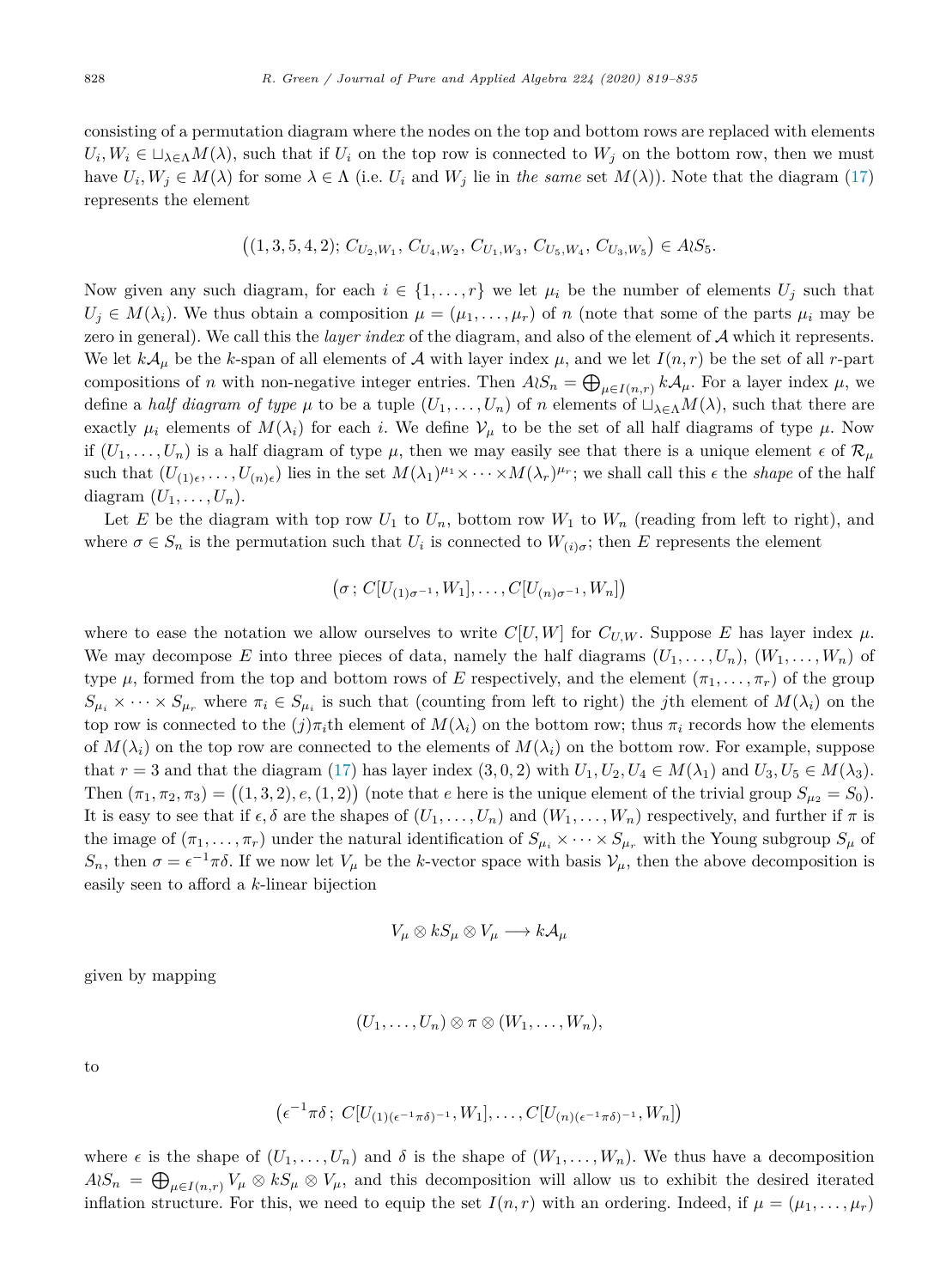consisting of a permutation diagram where the nodes on the top and bottom rows are replaced with elements $U_i, W_i \in \sqcup_{\lambda\in\Lambda} M(\lambda)$, such that if $U_i$ on the top row is connected to $W_j$ on the bottom row, then we must have $U_i, W_j \in M(\lambda)$ for some $\lambda \in \Lambda$ (i.e. $U_i$ and $W_j$ lie in *the same* set $M(\lambda)$). Note that the diagram (17) represents the element

$$\big((1,3,5,4,2);\, C_{U_2,W_1},\, C_{U_4,W_2},\, C_{U_1,W_3},\, C_{U_5,W_4},\, C_{U_3,W_5}\big) \in A\wr S_5.$$

Now given any such diagram, for each $i \in \{1,\dots,r\}$ we let $\mu_i$ be the number of elements $U_j$ such that $U_j \in M(\lambda_i)$. We thus obtain a composition $\mu = (\mu_1,\dots,\mu_r)$ of $n$ (note that some of the parts $\mu_i$ may be zero in general). We call this the *layer index* of the diagram, and also of the element of $\mathcal{A}$ which it represents. We let $k\mathcal{A}_\mu$ be the $k$-span of all elements of $\mathcal{A}$ with layer index $\mu$, and we let $I(n,r)$ be the set of all $r$-part compositions of $n$ with non-negative integer entries. Then $A\wr S_n = \bigoplus_{\mu\in I(n,r)} k\mathcal{A}_\mu$. For a layer index $\mu$, we define a *half diagram of type* $\mu$ to be a tuple $(U_1,\dots,U_n)$ of $n$ elements of $\sqcup_{\lambda\in\Lambda} M(\lambda)$, such that there are exactly $\mu_i$ elements of $M(\lambda_i)$ for each $i$. We define $\mathcal{V}_\mu$ to be the set of all half diagrams of type $\mu$. Now if $(U_1,\dots,U_n)$ is a half diagram of type $\mu$, then we may easily see that there is a unique element $\epsilon$ of $\mathcal{R}_\mu$ such that $(U_{(1)\epsilon},\dots,U_{(n)\epsilon})$ lies in the set $M(\lambda_1)^{\mu_1}\times\cdots\times M(\lambda_r)^{\mu_r}$; we shall call this $\epsilon$ the *shape* of the half diagram $(U_1,\dots,U_n)$.

Let $E$ be the diagram with top row $U_1$ to $U_n$, bottom row $W_1$ to $W_n$ (reading from left to right), and where $\sigma \in S_n$ is the permutation such that $U_i$ is connected to $W_{(i)\sigma}$; then $E$ represents the element

$$\big(\sigma\,;\, C[U_{(1)\sigma^{-1}}, W_1], \dots, C[U_{(n)\sigma^{-1}}, W_n]\big)$$

where to ease the notation we allow ourselves to write $C[U,W]$ for $C_{U,W}$. Suppose $E$ has layer index $\mu$. We may decompose $E$ into three pieces of data, namely the half diagrams $(U_1,\dots,U_n)$, $(W_1,\dots,W_n)$ of type $\mu$, formed from the top and bottom rows of $E$ respectively, and the element $(\pi_1,\dots,\pi_r)$ of the group $S_{\mu_1}\times\cdots\times S_{\mu_r}$ where $\pi_i \in S_{\mu_i}$ is such that (counting from left to right) the $j$th element of $M(\lambda_i)$ on the top row is connected to the $(j)\pi_i$th element of $M(\lambda_i)$ on the bottom row; thus $\pi_i$ records how the elements of $M(\lambda_i)$ on the top row are connected to the elements of $M(\lambda_i)$ on the bottom row. For example, suppose that $r = 3$ and that the diagram (17) has layer index $(3,0,2)$ with $U_1, U_2, U_4 \in M(\lambda_1)$ and $U_3, U_5 \in M(\lambda_3)$. Then $(\pi_1,\pi_2,\pi_3) = \big((1,3,2), e, (1,2)\big)$ (note that $e$ here is the unique element of the trivial group $S_{\mu_2} = S_0$). It is easy to see that if $\epsilon, \delta$ are the shapes of $(U_1,\dots,U_n)$ and $(W_1,\dots,W_n)$ respectively, and further if $\pi$ is the image of $(\pi_1,\dots,\pi_r)$ under the natural identification of $S_{\mu_1}\times\cdots\times S_{\mu_r}$ with the Young subgroup $S_\mu$ of $S_n$, then $\sigma = \epsilon^{-1}\pi\delta$. If we now let $V_\mu$ be the $k$-vector space with basis $\mathcal{V}_\mu$, then the above decomposition is easily seen to afford a $k$-linear bijection

$$V_\mu \otimes kS_\mu \otimes V_\mu \longrightarrow k\mathcal{A}_\mu$$

given by mapping

$$(U_1,\dots,U_n)\otimes\pi\otimes(W_1,\dots,W_n),$$

to

$$\big(\epsilon^{-1}\pi\delta\,;\; C[U_{(1)(\epsilon^{-1}\pi\delta)^{-1}}, W_1], \dots, C[U_{(n)(\epsilon^{-1}\pi\delta)^{-1}}, W_n]\big)$$

where $\epsilon$ is the shape of $(U_1,\dots,U_n)$ and $\delta$ is the shape of $(W_1,\dots,W_n)$. We thus have a decomposition $A\wr S_n = \bigoplus_{\mu\in I(n,r)} V_\mu \otimes kS_\mu \otimes V_\mu$, and this decomposition will allow us to exhibit the desired iterated inflation structure. For this, we need to equip the set $I(n,r)$ with an ordering. Indeed, if $\mu = (\mu_1,\dots,\mu_r)$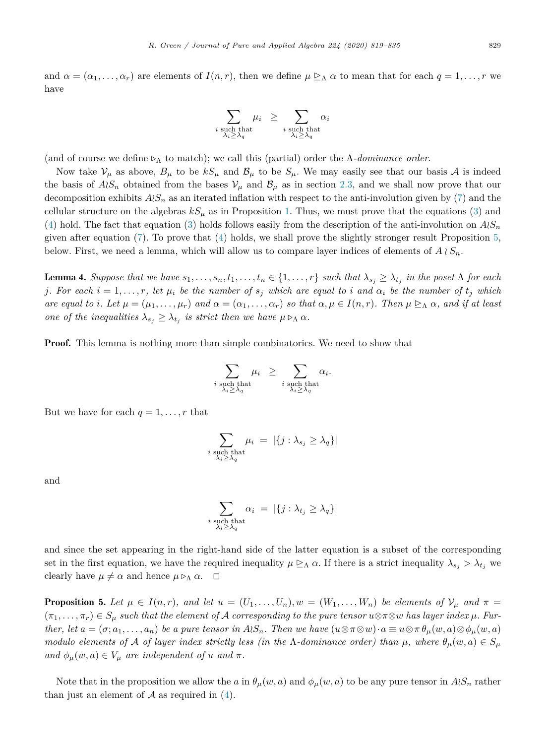and $\alpha = (\alpha_1, \ldots, \alpha_r)$ are elements of $I(n,r)$, then we define $\mu \trianglerighteq_\Lambda \alpha$ to mean that for each $q = 1, \ldots, r$ we have

$$\sum_{\substack{i \text{ such that} \\ \lambda_i \geq \lambda_q}} \mu_i \;\; \geq \;\; \sum_{\substack{i \text{ such that} \\ \lambda_i \geq \lambda_q}} \alpha_i$$

(and of course we define $\triangleright_\Lambda$ to match); we call this (partial) order the $\Lambda$-*dominance order*.

Now take $\mathcal{V}_\mu$ as above, $B_\mu$ to be $kS_\mu$ and $\mathcal{B}_\mu$ to be $S_\mu$. We may easily see that our basis $\mathcal{A}$ is indeed the basis of $A \wr S_n$ obtained from the bases $\mathcal{V}_\mu$ and $\mathcal{B}_\mu$ as in section 2.3, and we shall now prove that our decomposition exhibits $A \wr S_n$ as an iterated inflation with respect to the anti-involution given by (7) and the cellular structure on the algebras $kS_\mu$ as in Proposition 1. Thus, we must prove that the equations (3) and (4) hold. The fact that equation (3) holds follows easily from the description of the anti-involution on $A \wr S_n$ given after equation (7). To prove that (4) holds, we shall prove the slightly stronger result Proposition 5, below. First, we need a lemma, which will allow us to compare layer indices of elements of $A \wr S_n$.

**Lemma 4.** *Suppose that we have $s_1, \ldots, s_n, t_1, \ldots, t_n \in \{1, \ldots, r\}$ such that $\lambda_{s_j} \geq \lambda_{t_j}$ in the poset $\Lambda$ for each $j$. For each $i = 1, \ldots, r$, let $\mu_i$ be the number of $s_j$ which are equal to $i$ and $\alpha_i$ be the number of $t_j$ which are equal to $i$. Let $\mu = (\mu_1, \ldots, \mu_r)$ and $\alpha = (\alpha_1, \ldots, \alpha_r)$ so that $\alpha, \mu \in I(n,r)$. Then $\mu \trianglerighteq_\Lambda \alpha$, and if at least one of the inequalities $\lambda_{s_j} \geq \lambda_{t_j}$ is strict then we have $\mu \triangleright_\Lambda \alpha$.*

**Proof.** This lemma is nothing more than simple combinatorics. We need to show that

$$\sum_{\substack{i \text{ such that} \\ \lambda_i \geq \lambda_q}} \mu_i \;\; \geq \;\; \sum_{\substack{i \text{ such that} \\ \lambda_i \geq \lambda_q}} \alpha_i.$$

But we have for each $q = 1, \ldots, r$ that

$$\sum_{\substack{i \text{ such that} \\ \lambda_i \geq \lambda_q}} \mu_i \;\; = \;\; |\{j : \lambda_{s_j} \geq \lambda_q\}|$$

and

$$\sum_{\substack{i \text{ such that} \\ \lambda_i \geq \lambda_q}} \alpha_i \;\; = \;\; |\{j : \lambda_{t_j} \geq \lambda_q\}|$$

and since the set appearing in the right-hand side of the latter equation is a subset of the corresponding set in the first equation, we have the required inequality $\mu \trianglerighteq_\Lambda \alpha$. If there is a strict inequality $\lambda_{s_j} > \lambda_{t_j}$ we clearly have $\mu \neq \alpha$ and hence $\mu \triangleright_\Lambda \alpha$. $\square$

**Proposition 5.** *Let $\mu \in I(n,r)$, and let $u = (U_1, \ldots, U_n), w = (W_1, \ldots, W_n)$ be elements of $\mathcal{V}_\mu$ and $\pi = (\pi_1, \ldots, \pi_r) \in S_\mu$ such that the element of $\mathcal{A}$ corresponding to the pure tensor $u \otimes \pi \otimes w$ has layer index $\mu$. Further, let $a = (\sigma; a_1, \ldots, a_n)$ be a pure tensor in $A \wr S_n$. Then we have $(u \otimes \pi \otimes w) \cdot a \equiv u \otimes \pi \, \theta_\mu(w,a) \otimes \phi_\mu(w,a)$ modulo elements of $\mathcal{A}$ of layer index strictly less (in the $\Lambda$-dominance order) than $\mu$, where $\theta_\mu(w,a) \in S_\mu$ and $\phi_\mu(w,a) \in V_\mu$ are independent of $u$ and $\pi$.*

Note that in the proposition we allow the $a$ in $\theta_\mu(w,a)$ and $\phi_\mu(w,a)$ to be any pure tensor in $A \wr S_n$ rather than just an element of $\mathcal{A}$ as required in (4).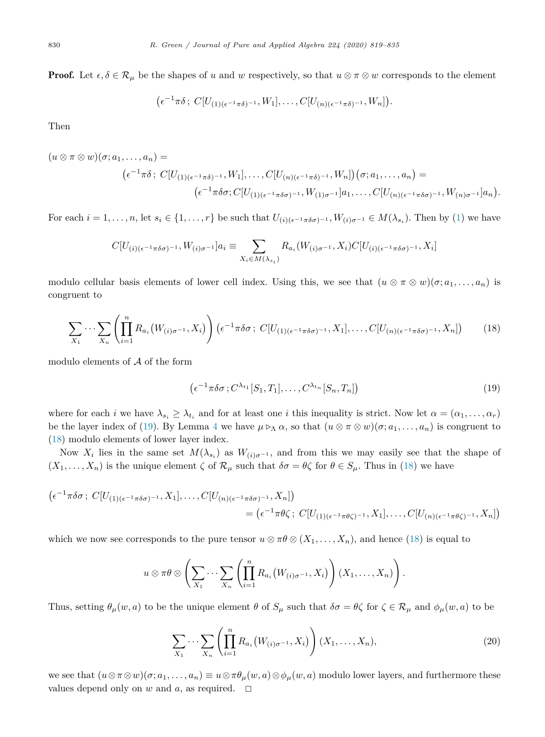**Proof.** Let $\epsilon, \delta \in \mathcal{R}_\mu$ be the shapes of $u$ and $w$ respectively, so that $u \otimes \pi \otimes w$ corresponds to the element

$$\big(\epsilon^{-1}\pi\delta\,;\; C[U_{(1)(\epsilon^{-1}\pi\delta)^{-1}}, W_1], \ldots, C[U_{(n)(\epsilon^{-1}\pi\delta)^{-1}}, W_n]\big).$$

Then

$$\begin{aligned}
(u \otimes \pi \otimes w)(\sigma; a_1, \ldots, a_n) = \\
&\big(\epsilon^{-1}\pi\delta\,;\; C[U_{(1)(\epsilon^{-1}\pi\delta)^{-1}}, W_1], \ldots, C[U_{(n)(\epsilon^{-1}\pi\delta)^{-1}}, W_n]\big)\big(\sigma; a_1, \ldots, a_n\big) = \\
&\qquad \big(\epsilon^{-1}\pi\delta\sigma; C[U_{(1)(\epsilon^{-1}\pi\delta\sigma)^{-1}}, W_{(1)\sigma^{-1}}]a_1, \ldots, C[U_{(n)(\epsilon^{-1}\pi\delta\sigma)^{-1}}, W_{(n)\sigma^{-1}}]a_n\big).
\end{aligned}$$

For each $i = 1, \ldots, n$, let $s_i \in \{1, \ldots, r\}$ be such that $U_{(i)(\epsilon^{-1}\pi\delta\sigma)^{-1}}, W_{(i)\sigma^{-1}} \in M(\lambda_{s_i})$. Then by (1) we have

$$C[U_{(i)(\epsilon^{-1}\pi\delta\sigma)^{-1}}, W_{(i)\sigma^{-1}}]a_i \equiv \sum_{X_i \in M(\lambda_{s_i})} R_{a_i}(W_{(i)\sigma^{-1}}, X_i) C[U_{(i)(\epsilon^{-1}\pi\delta\sigma)^{-1}}, X_i]$$

modulo cellular basis elements of lower cell index. Using this, we see that $(u \otimes \pi \otimes w)(\sigma; a_1, \ldots, a_n)$ is congruent to

$$\sum_{X_1} \cdots \sum_{X_n} \left( \prod_{i=1}^{n} R_{a_i}\big(W_{(i)\sigma^{-1}}, X_i\big) \right) \big(\epsilon^{-1}\pi\delta\sigma\,;\; C[U_{(1)(\epsilon^{-1}\pi\delta\sigma)^{-1}}, X_1], \ldots, C[U_{(n)(\epsilon^{-1}\pi\delta\sigma)^{-1}}, X_n]\big) \tag{18}$$

modulo elements of $\mathcal{A}$ of the form

$$\big(\epsilon^{-1}\pi\delta\sigma\,; C^{\lambda_{t_1}}[S_1, T_1], \ldots, C^{\lambda_{t_n}}[S_n, T_n]\big) \tag{19}$$

where for each $i$ we have $\lambda_{s_i} \geq \lambda_{t_i}$ and for at least one $i$ this inequality is strict. Now let $\alpha = (\alpha_1, \ldots, \alpha_r)$ be the layer index of (19). By Lemma 4 we have $\mu \rhd_\Lambda \alpha$, so that $(u \otimes \pi \otimes w)(\sigma; a_1, \ldots, a_n)$ is congruent to (18) modulo elements of lower layer index.

Now $X_i$ lies in the same set $M(\lambda_{s_i})$ as $W_{(i)\sigma^{-1}}$, and from this we may easily see that the shape of $(X_1, \ldots, X_n)$ is the unique element $\zeta$ of $\mathcal{R}_\mu$ such that $\delta\sigma = \theta\zeta$ for $\theta \in S_\mu$. Thus in (18) we have

$$\begin{aligned}
&\big(\epsilon^{-1}\pi\delta\sigma\,;\; C[U_{(1)(\epsilon^{-1}\pi\delta\sigma)^{-1}}, X_1], \ldots, C[U_{(n)(\epsilon^{-1}\pi\delta\sigma)^{-1}}, X_n]\big) \\
&\qquad\qquad = \big(\epsilon^{-1}\pi\theta\zeta\,;\; C[U_{(1)(\epsilon^{-1}\pi\theta\zeta)^{-1}}, X_1], \ldots, C[U_{(n)(\epsilon^{-1}\pi\theta\zeta)^{-1}}, X_n]\big)
\end{aligned}$$

which we now see corresponds to the pure tensor $u \otimes \pi\theta \otimes (X_1, \ldots, X_n)$, and hence (18) is equal to

$$u \otimes \pi\theta \otimes \left( \sum_{X_1} \cdots \sum_{X_n} \left( \prod_{i=1}^{n} R_{a_i}\big(W_{(i)\sigma^{-1}}, X_i\big) \right) (X_1, \ldots, X_n) \right).$$

Thus, setting $\theta_\mu(w, a)$ to be the unique element $\theta$ of $S_\mu$ such that $\delta\sigma = \theta\zeta$ for $\zeta \in \mathcal{R}_\mu$ and $\phi_\mu(w, a)$ to be

$$\sum_{X_1} \cdots \sum_{X_n} \left( \prod_{i=1}^{n} R_{a_i}\big(W_{(i)\sigma^{-1}}, X_i\big) \right) (X_1, \ldots, X_n), \tag{20}$$

we see that $(u \otimes \pi \otimes w)(\sigma; a_1, \ldots, a_n) \equiv u \otimes \pi\theta_\mu(w, a) \otimes \phi_\mu(w, a)$ modulo lower layers, and furthermore these values depend only on $w$ and $a$, as required. $\square$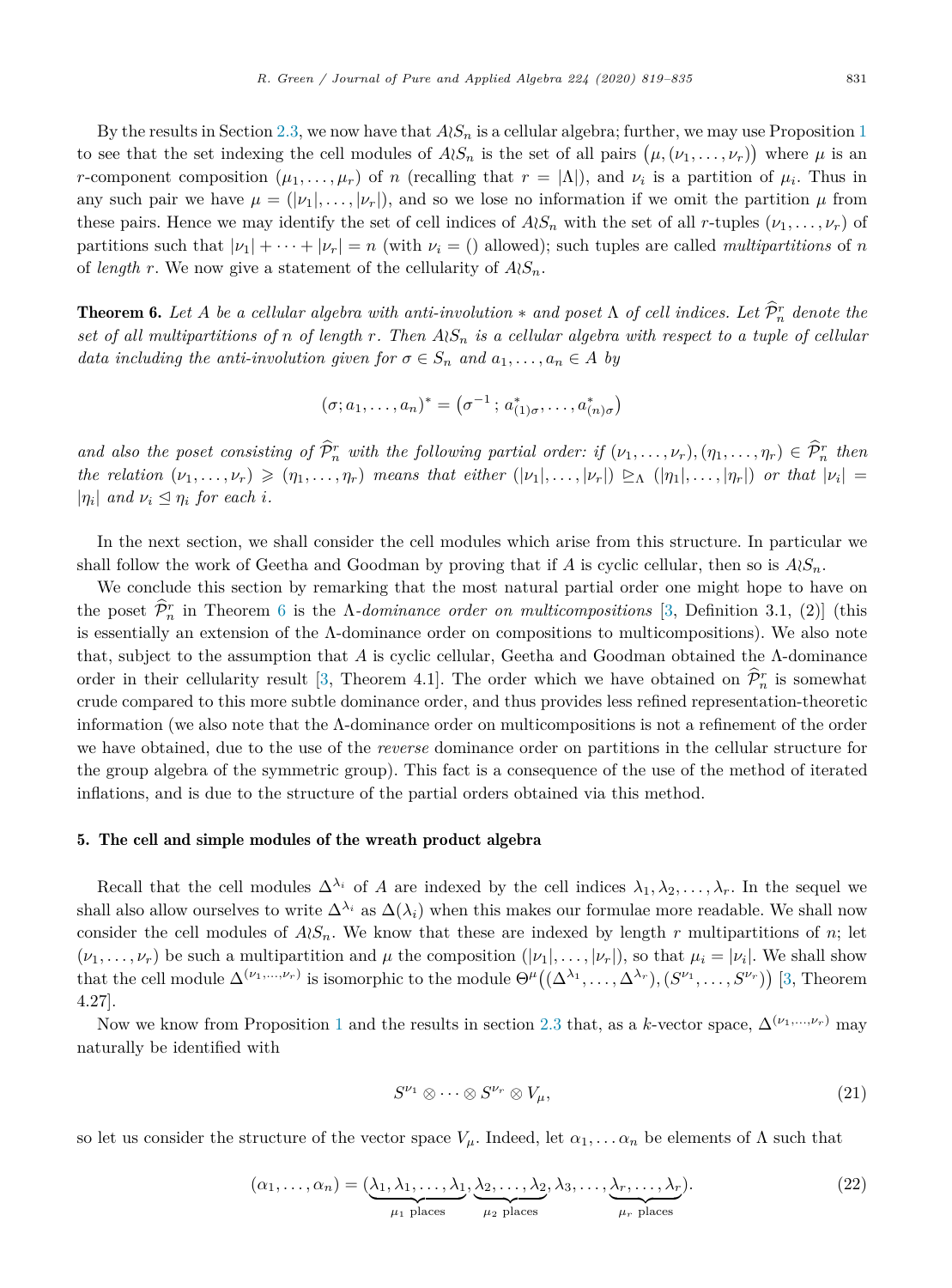By the results in Section 2.3, we now have that $A \wr S_n$ is a cellular algebra; further, we may use Proposition 1 to see that the set indexing the cell modules of $A \wr S_n$ is the set of all pairs $\big(\mu, (\nu_1, \dots, \nu_r)\big)$ where $\mu$ is an $r$-component composition $(\mu_1, \dots, \mu_r)$ of $n$ (recalling that $r = |\Lambda|$), and $\nu_i$ is a partition of $\mu_i$. Thus in any such pair we have $\mu = (|\nu_1|, \dots, |\nu_r|)$, and so we lose no information if we omit the partition $\mu$ from these pairs. Hence we may identify the set of cell indices of $A \wr S_n$ with the set of all $r$-tuples $(\nu_1, \dots, \nu_r)$ of partitions such that $|\nu_1| + \dots + |\nu_r| = n$ (with $\nu_i = ()$ allowed); such tuples are called *multipartitions* of $n$ of *length* $r$. We now give a statement of the cellularity of $A \wr S_n$.

**Theorem 6.** *Let $A$ be a cellular algebra with anti-involution $*$ and poset $\Lambda$ of cell indices. Let $\widehat{\mathcal{P}}_n^r$ denote the set of all multipartitions of $n$ of length $r$. Then $A \wr S_n$ is a cellular algebra with respect to a tuple of cellular data including the anti-involution given for $\sigma \in S_n$ and $a_1, \dots, a_n \in A$ by*

$$(\sigma; a_1, \dots, a_n)^* = \big(\sigma^{-1}; a^*_{(1)\sigma}, \dots, a^*_{(n)\sigma}\big)$$

*and also the poset consisting of $\widehat{\mathcal{P}}_n^r$ with the following partial order: if $(\nu_1, \dots, \nu_r), (\eta_1, \dots, \eta_r) \in \widehat{\mathcal{P}}_n^r$ then the relation $(\nu_1, \dots, \nu_r) \geqslant (\eta_1, \dots, \eta_r)$ means that either $(|\nu_1|, \dots, |\nu_r|) \trianglerighteq_\Lambda (|\eta_1|, \dots, |\eta_r|)$ or that $|\nu_i| = |\eta_i|$ and $\nu_i \trianglelefteq \eta_i$ for each $i$.*

In the next section, we shall consider the cell modules which arise from this structure. In particular we shall follow the work of Geetha and Goodman by proving that if $A$ is cyclic cellular, then so is $A \wr S_n$.

We conclude this section by remarking that the most natural partial order one might hope to have on the poset $\widehat{\mathcal{P}}_n^r$ in Theorem 6 is the $\Lambda$-*dominance order on multicompositions* [3, Definition 3.1, (2)] (this is essentially an extension of the $\Lambda$-dominance order on compositions to multicompositions). We also note that, subject to the assumption that $A$ is cyclic cellular, Geetha and Goodman obtained the $\Lambda$-dominance order in their cellularity result [3, Theorem 4.1]. The order which we have obtained on $\widehat{\mathcal{P}}_n^r$ is somewhat crude compared to this more subtle dominance order, and thus provides less refined representation-theoretic information (we also note that the $\Lambda$-dominance order on multicompositions is not a refinement of the order we have obtained, due to the use of the *reverse* dominance order on partitions in the cellular structure for the group algebra of the symmetric group). This fact is a consequence of the use of the method of iterated inflations, and is due to the structure of the partial orders obtained via this method.

## 5. The cell and simple modules of the wreath product algebra

Recall that the cell modules $\Delta^{\lambda_i}$ of $A$ are indexed by the cell indices $\lambda_1, \lambda_2, \dots, \lambda_r$. In the sequel we shall also allow ourselves to write $\Delta^{\lambda_i}$ as $\Delta(\lambda_i)$ when this makes our formulae more readable. We shall now consider the cell modules of $A \wr S_n$. We know that these are indexed by length $r$ multipartitions of $n$; let $(\nu_1, \dots, \nu_r)$ be such a multipartition and $\mu$ the composition $(|\nu_1|, \dots, |\nu_r|)$, so that $\mu_i = |\nu_i|$. We shall show that the cell module $\Delta^{(\nu_1, \dots, \nu_r)}$ is isomorphic to the module $\Theta^\mu\big((\Delta^{\lambda_1}, \dots, \Delta^{\lambda_r}), (S^{\nu_1}, \dots, S^{\nu_r})\big)$ [3, Theorem 4.27].

Now we know from Proposition 1 and the results in section 2.3 that, as a $k$-vector space, $\Delta^{(\nu_1, \dots, \nu_r)}$ may naturally be identified with

$$S^{\nu_1} \otimes \dots \otimes S^{\nu_r} \otimes V_\mu, \tag{21}$$

so let us consider the structure of the vector space $V_\mu$. Indeed, let $\alpha_1, \dots \alpha_n$ be elements of $\Lambda$ such that

$$(\alpha_1, \dots, \alpha_n) = (\underbrace{\lambda_1, \lambda_1, \dots, \lambda_1}_{\mu_1 \text{ places}}, \underbrace{\lambda_2, \dots, \lambda_2}_{\mu_2 \text{ places}}, \lambda_3, \dots, \underbrace{\lambda_r, \dots, \lambda_r}_{\mu_r \text{ places}}). \tag{22}$$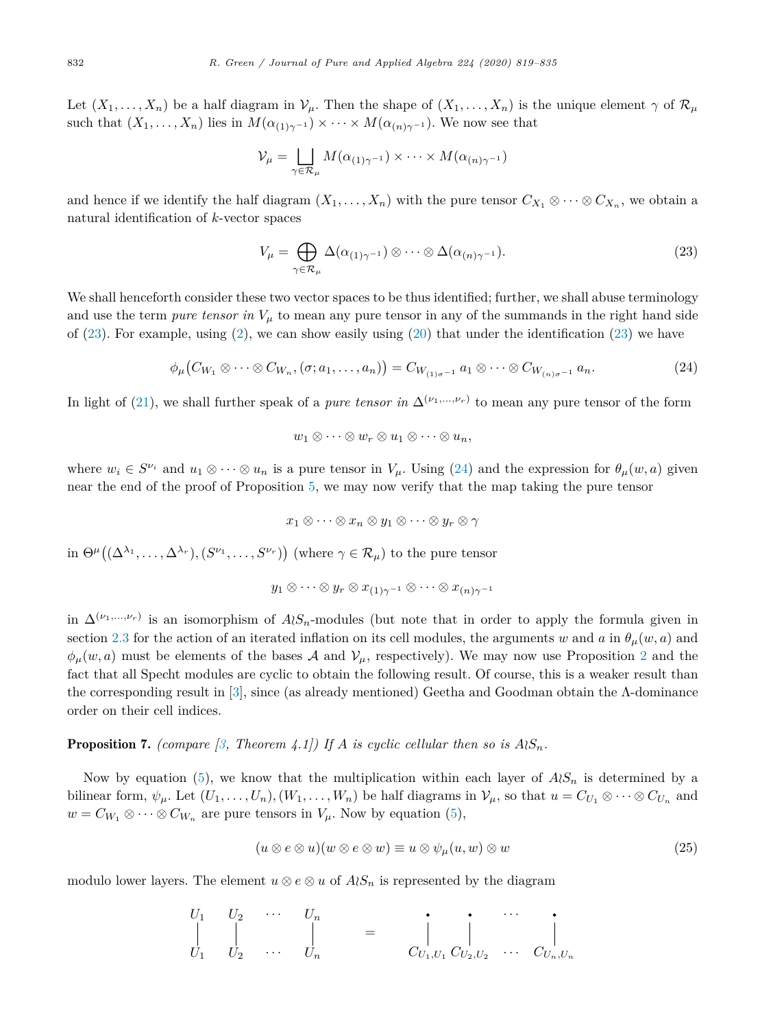Let $(X_1, \dots, X_n)$ be a half diagram in $\mathcal{V}_\mu$. Then the shape of $(X_1, \dots, X_n)$ is the unique element $\gamma$ of $\mathcal{R}_\mu$ such that $(X_1, \dots, X_n)$ lies in $M(\alpha_{(1)\gamma^{-1}}) \times \cdots \times M(\alpha_{(n)\gamma^{-1}})$. We now see that

$$\mathcal{V}_\mu = \bigsqcup_{\gamma \in \mathcal{R}_\mu} M(\alpha_{(1)\gamma^{-1}}) \times \cdots \times M(\alpha_{(n)\gamma^{-1}})$$

and hence if we identify the half diagram $(X_1, \dots, X_n)$ with the pure tensor $C_{X_1} \otimes \cdots \otimes C_{X_n}$, we obtain a natural identification of $k$-vector spaces

$$V_\mu = \bigoplus_{\gamma \in \mathcal{R}_\mu} \Delta(\alpha_{(1)\gamma^{-1}}) \otimes \cdots \otimes \Delta(\alpha_{(n)\gamma^{-1}}). \tag{23}$$

We shall henceforth consider these two vector spaces to be thus identified; further, we shall abuse terminology and use the term *pure tensor in* $V_\mu$ to mean any pure tensor in any of the summands in the right hand side of (23). For example, using (2), we can show easily using (20) that under the identification (23) we have

$$\phi_\mu\big(C_{W_1} \otimes \cdots \otimes C_{W_n}, (\sigma; a_1, \dots, a_n)\big) = C_{W_{(1)\sigma^{-1}}}\, a_1 \otimes \cdots \otimes C_{W_{(n)\sigma^{-1}}}\, a_n. \tag{24}$$

In light of (21), we shall further speak of a *pure tensor in* $\Delta^{(\nu_1, \dots, \nu_r)}$ to mean any pure tensor of the form

$$w_1 \otimes \cdots \otimes w_r \otimes u_1 \otimes \cdots \otimes u_n,$$

where $w_i \in S^{\nu_i}$ and $u_1 \otimes \cdots \otimes u_n$ is a pure tensor in $V_\mu$. Using (24) and the expression for $\theta_\mu(w, a)$ given near the end of the proof of Proposition 5, we may now verify that the map taking the pure tensor

$$x_1 \otimes \cdots \otimes x_n \otimes y_1 \otimes \cdots \otimes y_r \otimes \gamma$$

in $\Theta^\mu\big((\Delta^{\lambda_1}, \dots, \Delta^{\lambda_r}), (S^{\nu_1}, \dots, S^{\nu_r})\big)$ (where $\gamma \in \mathcal{R}_\mu$) to the pure tensor

$$y_1 \otimes \cdots \otimes y_r \otimes x_{(1)\gamma^{-1}} \otimes \cdots \otimes x_{(n)\gamma^{-1}}$$

in $\Delta^{(\nu_1, \dots, \nu_r)}$ is an isomorphism of $A \wr S_n$-modules (but note that in order to apply the formula given in section 2.3 for the action of an iterated inflation on its cell modules, the arguments $w$ and $a$ in $\theta_\mu(w, a)$ and $\phi_\mu(w, a)$ must be elements of the bases $\mathcal{A}$ and $\mathcal{V}_\mu$, respectively). We may now use Proposition 2 and the fact that all Specht modules are cyclic to obtain the following result. Of course, this is a weaker result than the corresponding result in [3], since (as already mentioned) Geetha and Goodman obtain the $\Lambda$-dominance order on their cell indices.

**Proposition 7.** *(compare [3, Theorem 4.1]) If $A$ is cyclic cellular then so is $A \wr S_n$.*

Now by equation (5), we know that the multiplication within each layer of $A \wr S_n$ is determined by a bilinear form, $\psi_\mu$. Let $(U_1, \dots, U_n), (W_1, \dots, W_n)$ be half diagrams in $\mathcal{V}_\mu$, so that $u = C_{U_1} \otimes \cdots \otimes C_{U_n}$ and $w = C_{W_1} \otimes \cdots \otimes C_{W_n}$ are pure tensors in $V_\mu$. Now by equation (5),

$$(u \otimes e \otimes u)(w \otimes e \otimes w) \equiv u \otimes \psi_\mu(u, w) \otimes w \tag{25}$$

modulo lower layers. The element $u \otimes e \otimes u$ of $A \wr S_n$ is represented by the diagram

$$\begin{matrix} U_1 & U_2 & \cdots & U_n \\ | & | & & | \\ U_1 & U_2 & \cdots & U_n \end{matrix} \quad = \quad \begin{matrix} \bullet & \bullet & \cdots & \bullet \\ | & | & & | \\ C_{U_1,U_1} & C_{U_2,U_2} & \cdots & C_{U_n,U_n} \end{matrix}$$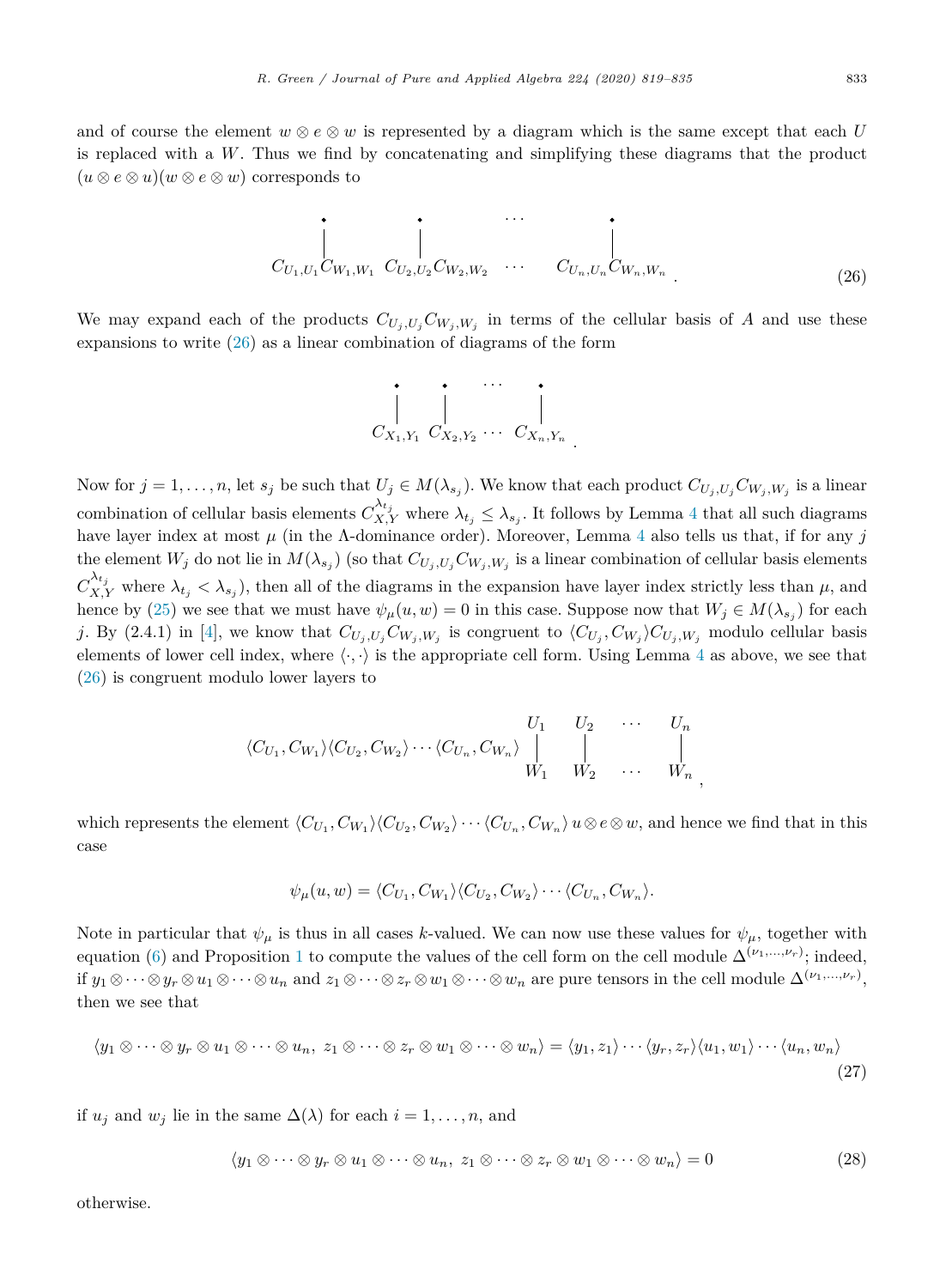and of course the element $w \otimes e \otimes w$ is represented by a diagram which is the same except that each $U$ is replaced with a $W$. Thus we find by concatenating and simplifying these diagrams that the product $(u \otimes e \otimes u)(w \otimes e \otimes w)$ corresponds to

$$\begin{array}{cccc} \bullet & \bullet & \cdots & \bullet \\ | & | & & | \\ C_{U_1,U_1}C_{W_1,W_1} & C_{U_2,U_2}C_{W_2,W_2} & \cdots & C_{U_n,U_n}C_{W_n,W_n} \end{array} . \tag{26}$$

We may expand each of the products $C_{U_j,U_j}C_{W_j,W_j}$ in terms of the cellular basis of $A$ and use these expansions to write (26) as a linear combination of diagrams of the form

$$\begin{array}{cccc} \bullet & \bullet & \cdots & \bullet \\ | & | & & | \\ C_{X_1,Y_1} & C_{X_2,Y_2} & \cdots & C_{X_n,Y_n} \end{array} .$$

Now for $j = 1, \ldots, n$, let $s_j$ be such that $U_j \in M(\lambda_{s_j})$. We know that each product $C_{U_j,U_j}C_{W_j,W_j}$ is a linear combination of cellular basis elements $C^{\lambda_{t_j}}_{X,Y}$ where $\lambda_{t_j} \leq \lambda_{s_j}$. It follows by Lemma 4 that all such diagrams have layer index at most $\mu$ (in the $\Lambda$-dominance order). Moreover, Lemma 4 also tells us that, if for any $j$ the element $W_j$ do not lie in $M(\lambda_{s_j})$ (so that $C_{U_j,U_j}C_{W_j,W_j}$ is a linear combination of cellular basis elements $C^{\lambda_{t_j}}_{X,Y}$ where $\lambda_{t_j} < \lambda_{s_j}$), then all of the diagrams in the expansion have layer index strictly less than $\mu$, and hence by (25) we see that we must have $\psi_\mu(u, w) = 0$ in this case. Suppose now that $W_j \in M(\lambda_{s_j})$ for each $j$. By (2.4.1) in [4], we know that $C_{U_j,U_j}C_{W_j,W_j}$ is congruent to $\langle C_{U_j}, C_{W_j} \rangle C_{U_j,W_j}$ modulo cellular basis elements of lower cell index, where $\langle \cdot, \cdot \rangle$ is the appropriate cell form. Using Lemma 4 as above, we see that (26) is congruent modulo lower layers to

$$\langle C_{U_1}, C_{W_1} \rangle \langle C_{U_2}, C_{W_2} \rangle \cdots \langle C_{U_n}, C_{W_n} \rangle \begin{array}{cccc} U_1 & U_2 & \cdots & U_n \\ | & | & & | \\ W_1 & W_2 & \cdots & W_n \end{array} ,$$

which represents the element $\langle C_{U_1}, C_{W_1} \rangle \langle C_{U_2}, C_{W_2} \rangle \cdots \langle C_{U_n}, C_{W_n} \rangle \, u \otimes e \otimes w$, and hence we find that in this case

$$\psi_\mu(u, w) = \langle C_{U_1}, C_{W_1} \rangle \langle C_{U_2}, C_{W_2} \rangle \cdots \langle C_{U_n}, C_{W_n} \rangle.$$

Note in particular that $\psi_\mu$ is thus in all cases $k$-valued. We can now use these values for $\psi_\mu$, together with equation (6) and Proposition 1 to compute the values of the cell form on the cell module $\Delta^{(\nu_1,\ldots,\nu_r)}$; indeed, if $y_1 \otimes \cdots \otimes y_r \otimes u_1 \otimes \cdots \otimes u_n$ and $z_1 \otimes \cdots \otimes z_r \otimes w_1 \otimes \cdots \otimes w_n$ are pure tensors in the cell module $\Delta^{(\nu_1,\ldots,\nu_r)}$, then we see that

$$\langle y_1 \otimes \cdots \otimes y_r \otimes u_1 \otimes \cdots \otimes u_n,\ z_1 \otimes \cdots \otimes z_r \otimes w_1 \otimes \cdots \otimes w_n \rangle = \langle y_1, z_1 \rangle \cdots \langle y_r, z_r \rangle \langle u_1, w_1 \rangle \cdots \langle u_n, w_n \rangle \tag{27}$$

if $u_j$ and $w_j$ lie in the same $\Delta(\lambda)$ for each $i = 1, \ldots, n$, and

$$\langle y_1 \otimes \cdots \otimes y_r \otimes u_1 \otimes \cdots \otimes u_n,\ z_1 \otimes \cdots \otimes z_r \otimes w_1 \otimes \cdots \otimes w_n \rangle = 0 \tag{28}$$

otherwise.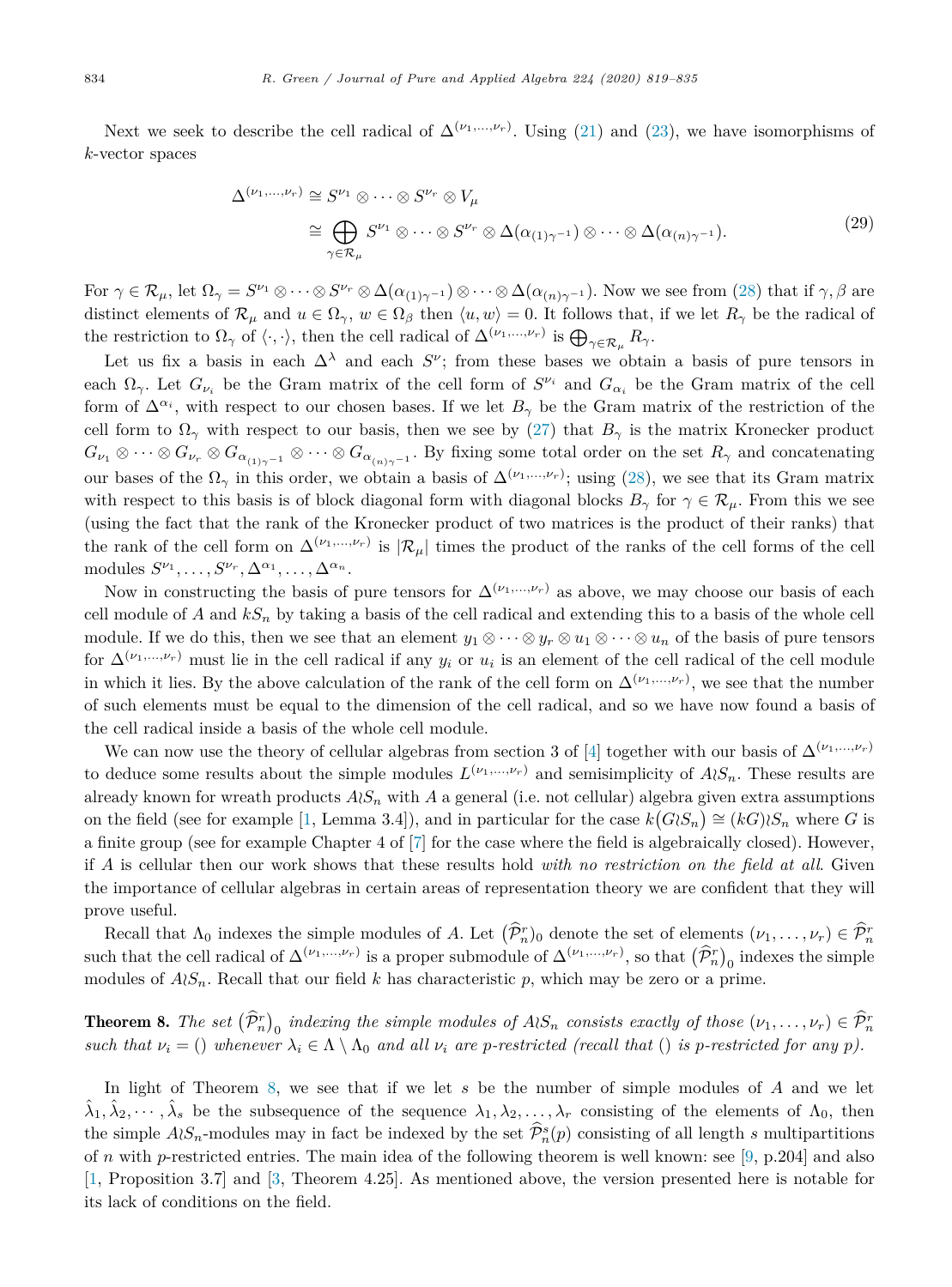Next we seek to describe the cell radical of $\Delta^{(\nu_1,\dots,\nu_r)}$. Using (21) and (23), we have isomorphisms of $k$-vector spaces

$$
\begin{aligned}
\Delta^{(\nu_1,\dots,\nu_r)} &\cong S^{\nu_1} \otimes \cdots \otimes S^{\nu_r} \otimes V_\mu \\
&\cong \bigoplus_{\gamma \in \mathcal{R}_\mu} S^{\nu_1} \otimes \cdots \otimes S^{\nu_r} \otimes \Delta(\alpha_{(1)\gamma^{-1}}) \otimes \cdots \otimes \Delta(\alpha_{(n)\gamma^{-1}}).
\end{aligned} \tag{29}
$$

For $\gamma \in \mathcal{R}_\mu$, let $\Omega_\gamma = S^{\nu_1} \otimes \cdots \otimes S^{\nu_r} \otimes \Delta(\alpha_{(1)\gamma^{-1}}) \otimes \cdots \otimes \Delta(\alpha_{(n)\gamma^{-1}})$. Now we see from (28) that if $\gamma, \beta$ are distinct elements of $\mathcal{R}_\mu$ and $u \in \Omega_\gamma$, $w \in \Omega_\beta$ then $\langle u, w \rangle = 0$. It follows that, if we let $R_\gamma$ be the radical of the restriction to $\Omega_\gamma$ of $\langle \cdot, \cdot \rangle$, then the cell radical of $\Delta^{(\nu_1,\dots,\nu_r)}$ is $\bigoplus_{\gamma \in \mathcal{R}_\mu} R_\gamma$.

Let us fix a basis in each $\Delta^\lambda$ and each $S^\nu$; from these bases we obtain a basis of pure tensors in each $\Omega_\gamma$. Let $G_{\nu_i}$ be the Gram matrix of the cell form of $S^{\nu_i}$ and $G_{\alpha_i}$ be the Gram matrix of the cell form of $\Delta^{\alpha_i}$, with respect to our chosen bases. If we let $B_\gamma$ be the Gram matrix of the restriction of the cell form to $\Omega_\gamma$ with respect to our basis, then we see by (27) that $B_\gamma$ is the matrix Kronecker product $G_{\nu_1} \otimes \cdots \otimes G_{\nu_r} \otimes G_{\alpha_{(1)\gamma^{-1}}} \otimes \cdots \otimes G_{\alpha_{(n)\gamma^{-1}}}$. By fixing some total order on the set $R_\gamma$ and concatenating our bases of the $\Omega_\gamma$ in this order, we obtain a basis of $\Delta^{(\nu_1,\dots,\nu_r)}$; using (28), we see that its Gram matrix with respect to this basis is of block diagonal form with diagonal blocks $B_\gamma$ for $\gamma \in \mathcal{R}_\mu$. From this we see (using the fact that the rank of the Kronecker product of two matrices is the product of their ranks) that the rank of the cell form on $\Delta^{(\nu_1,\dots,\nu_r)}$ is $|\mathcal{R}_\mu|$ times the product of the ranks of the cell forms of the cell modules $S^{\nu_1}, \dots, S^{\nu_r}, \Delta^{\alpha_1}, \dots, \Delta^{\alpha_n}$.

Now in constructing the basis of pure tensors for $\Delta^{(\nu_1,\dots,\nu_r)}$ as above, we may choose our basis of each cell module of $A$ and $kS_n$ by taking a basis of the cell radical and extending this to a basis of the whole cell module. If we do this, then we see that an element $y_1 \otimes \cdots \otimes y_r \otimes u_1 \otimes \cdots \otimes u_n$ of the basis of pure tensors for $\Delta^{(\nu_1,\dots,\nu_r)}$ must lie in the cell radical if any $y_i$ or $u_i$ is an element of the cell radical of the cell module in which it lies. By the above calculation of the rank of the cell form on $\Delta^{(\nu_1,\dots,\nu_r)}$, we see that the number of such elements must be equal to the dimension of the cell radical, and so we have now found a basis of the cell radical inside a basis of the whole cell module.

We can now use the theory of cellular algebras from section 3 of [4] together with our basis of $\Delta^{(\nu_1,\dots,\nu_r)}$ to deduce some results about the simple modules $L^{(\nu_1,\dots,\nu_r)}$ and semisimplicity of $A \wr S_n$. These results are already known for wreath products $A \wr S_n$ with $A$ a general (i.e. not cellular) algebra given extra assumptions on the field (see for example [1, Lemma 3.4]), and in particular for the case $k(G \wr S_n) \cong (kG) \wr S_n$ where $G$ is a finite group (see for example Chapter 4 of [7] for the case where the field is algebraically closed). However, if $A$ is cellular then our work shows that these results hold *with no restriction on the field at all*. Given the importance of cellular algebras in certain areas of representation theory we are confident that they will prove useful.

Recall that $\Lambda_0$ indexes the simple modules of $A$. Let $(\widehat{\mathcal{P}}_n^r)_0$ denote the set of elements $(\nu_1, \dots, \nu_r) \in \widehat{\mathcal{P}}_n^r$ such that the cell radical of $\Delta^{(\nu_1,\dots,\nu_r)}$ is a proper submodule of $\Delta^{(\nu_1,\dots,\nu_r)}$, so that $(\widehat{\mathcal{P}}_n^r)_0$ indexes the simple modules of $A \wr S_n$. Recall that our field $k$ has characteristic $p$, which may be zero or a prime.

**Theorem 8.** *The set $(\widehat{\mathcal{P}}_n^r)_0$ indexing the simple modules of $A \wr S_n$ consists exactly of those $(\nu_1, \dots, \nu_r) \in \widehat{\mathcal{P}}_n^r$ such that $\nu_i = ()$ whenever $\lambda_i \in \Lambda \setminus \Lambda_0$ and all $\nu_i$ are $p$-restricted (recall that $()$ is $p$-restricted for any $p$).*

In light of Theorem 8, we see that if we let $s$ be the number of simple modules of $A$ and we let $\hat{\lambda}_1, \hat{\lambda}_2, \cdots, \hat{\lambda}_s$ be the subsequence of the sequence $\lambda_1, \lambda_2, \dots, \lambda_r$ consisting of the elements of $\Lambda_0$, then the simple $A \wr S_n$-modules may in fact be indexed by the set $\widehat{\mathcal{P}}_n^s(p)$ consisting of all length $s$ multipartitions of $n$ with $p$-restricted entries. The main idea of the following theorem is well known: see [9, p.204] and also [1, Proposition 3.7] and [3, Theorem 4.25]. As mentioned above, the version presented here is notable for its lack of conditions on the field.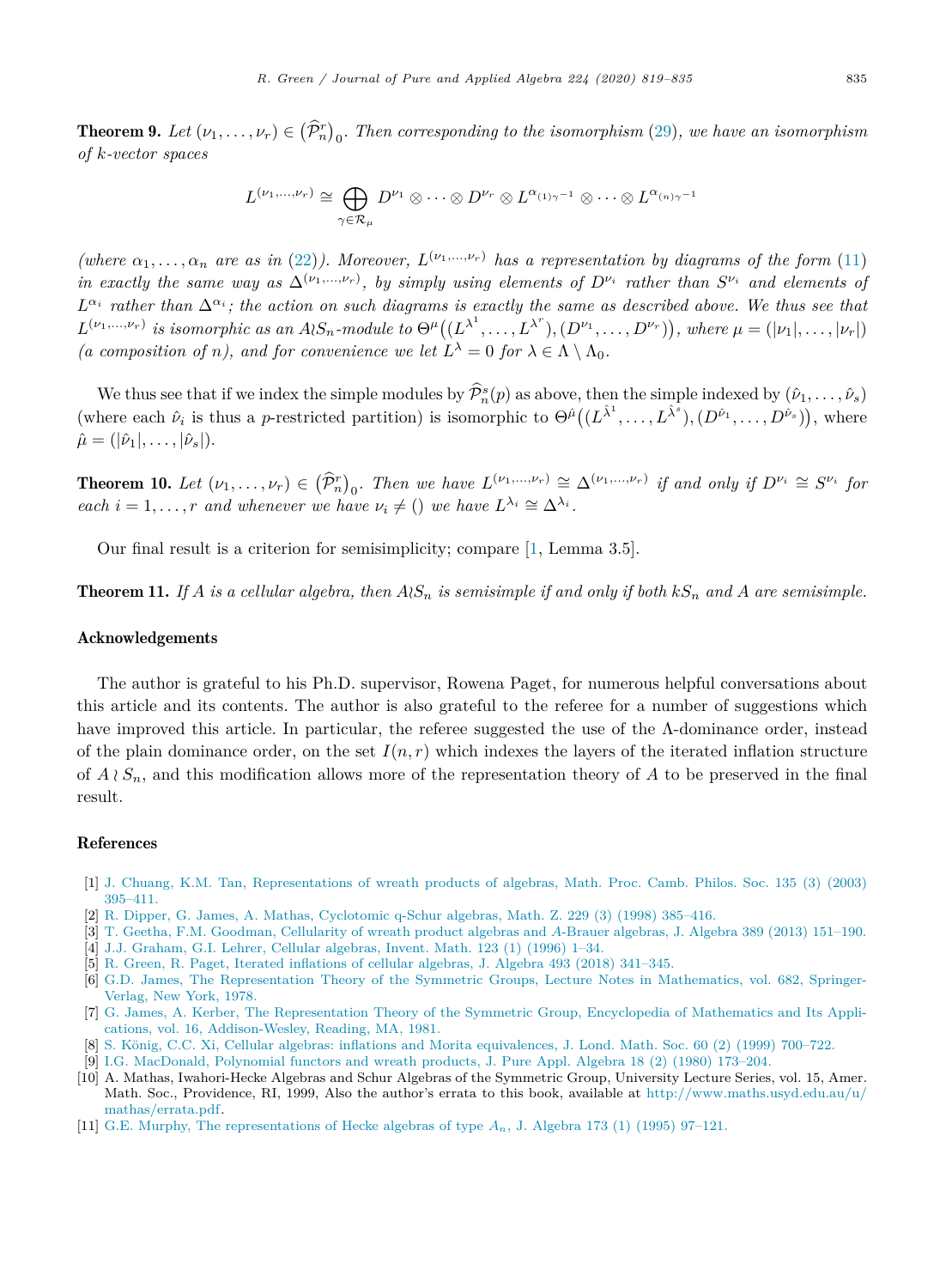**Theorem 9.** *Let $(\nu_1, \dots, \nu_r) \in \big(\widehat{\mathcal{P}}_n^r\big)_0$. Then corresponding to the isomorphism (29), we have an isomorphism of k-vector spaces*

$$L^{(\nu_1,\dots,\nu_r)} \cong \bigoplus_{\gamma \in \mathcal{R}_\mu} D^{\nu_1} \otimes \cdots \otimes D^{\nu_r} \otimes L^{\alpha_{(1)\gamma^{-1}}} \otimes \cdots \otimes L^{\alpha_{(n)\gamma^{-1}}}$$

*(where $\alpha_1, \dots, \alpha_n$ are as in (22)). Moreover, $L^{(\nu_1,\dots,\nu_r)}$ has a representation by diagrams of the form (11) in exactly the same way as $\Delta^{(\nu_1,\dots,\nu_r)}$, by simply using elements of $D^{\nu_i}$ rather than $S^{\nu_i}$ and elements of $L^{\alpha_i}$ rather than $\Delta^{\alpha_i}$; the action on such diagrams is exactly the same as described above. We thus see that $L^{(\nu_1,\dots,\nu_r)}$ is isomorphic as an $A \wr S_n$-module to $\Theta^\mu\big((L^{\lambda^1}, \dots, L^{\lambda^r}), (D^{\nu_1}, \dots, D^{\nu_r})\big)$, where $\mu = (|\nu_1|, \dots, |\nu_r|)$ (a composition of n), and for convenience we let $L^\lambda = 0$ for $\lambda \in \Lambda \setminus \Lambda_0$.*

We thus see that if we index the simple modules by $\widehat{\mathcal{P}}_n^s(p)$ as above, then the simple indexed by $(\hat{\nu}_1, \dots, \hat{\nu}_s)$ (where each $\hat{\nu}_i$ is thus a $p$-restricted partition) is isomorphic to $\Theta^{\hat{\mu}}\big((L^{\hat{\lambda}^1}, \dots, L^{\hat{\lambda}^s}), (D^{\hat{\nu}_1}, \dots, D^{\hat{\nu}_s})\big)$, where $\hat{\mu} = (|\hat{\nu}_1|, \dots, |\hat{\nu}_s|)$.

**Theorem 10.** *Let $(\nu_1, \dots, \nu_r) \in \big(\widehat{\mathcal{P}}_n^r\big)_0$. Then we have $L^{(\nu_1,\dots,\nu_r)} \cong \Delta^{(\nu_1,\dots,\nu_r)}$ if and only if $D^{\nu_i} \cong S^{\nu_i}$ for each $i = 1, \dots, r$ and whenever we have $\nu_i \neq ()$ we have $L^{\lambda_i} \cong \Delta^{\lambda_i}$.*

Our final result is a criterion for semisimplicity; compare [1, Lemma 3.5].

**Theorem 11.** *If A is a cellular algebra, then $A \wr S_n$ is semisimple if and only if both $kS_n$ and A are semisimple.*

## Acknowledgements

The author is grateful to his Ph.D. supervisor, Rowena Paget, for numerous helpful conversations about this article and its contents. The author is also grateful to the referee for a number of suggestions which have improved this article. In particular, the referee suggested the use of the $\Lambda$-dominance order, instead of the plain dominance order, on the set $I(n, r)$ which indexes the layers of the iterated inflation structure of $A \wr S_n$, and this modification allows more of the representation theory of $A$ to be preserved in the final result.

## References

[1] J. Chuang, K.M. Tan, Representations of wreath products of algebras, Math. Proc. Camb. Philos. Soc. 135 (3) (2003) 395–411.
[2] R. Dipper, G. James, A. Mathas, Cyclotomic q-Schur algebras, Math. Z. 229 (3) (1998) 385–416.
[3] T. Geetha, F.M. Goodman, Cellularity of wreath product algebras and A-Brauer algebras, J. Algebra 389 (2013) 151–190.
[4] J.J. Graham, G.I. Lehrer, Cellular algebras, Invent. Math. 123 (1) (1996) 1–34.
[5] R. Green, R. Paget, Iterated inflations of cellular algebras, J. Algebra 493 (2018) 341–345.
[6] G.D. James, The Representation Theory of the Symmetric Groups, Lecture Notes in Mathematics, vol. 682, Springer-Verlag, New York, 1978.
[7] G. James, A. Kerber, The Representation Theory of the Symmetric Group, Encyclopedia of Mathematics and Its Applications, vol. 16, Addison-Wesley, Reading, MA, 1981.
[8] S. König, C.C. Xi, Cellular algebras: inflations and Morita equivalences, J. Lond. Math. Soc. 60 (2) (1999) 700–722.
[9] I.G. MacDonald, Polynomial functors and wreath products, J. Pure Appl. Algebra 18 (2) (1980) 173–204.
[10] A. Mathas, Iwahori-Hecke Algebras and Schur Algebras of the Symmetric Group, University Lecture Series, vol. 15, Amer. Math. Soc., Providence, RI, 1999, Also the author's errata to this book, available at http://www.maths.usyd.edu.au/u/mathas/errata.pdf.
[11] G.E. Murphy, The representations of Hecke algebras of type $A_n$, J. Algebra 173 (1) (1995) 97–121.